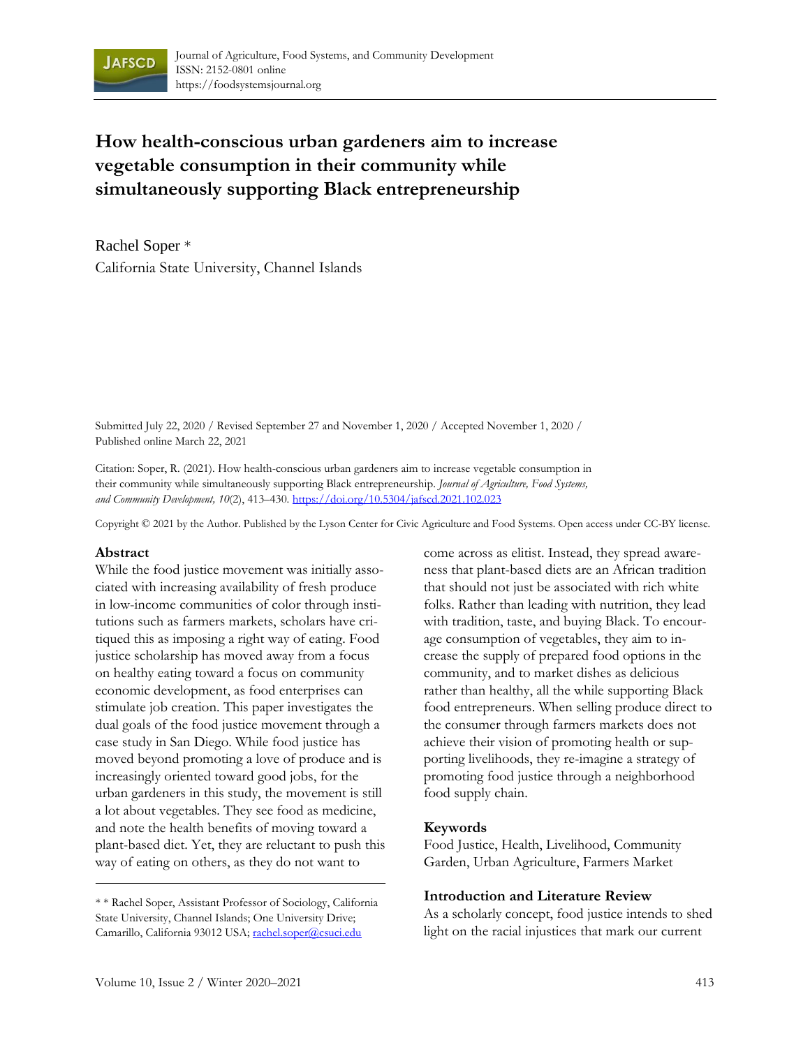# How health-conscious urban gardeners aim to increase vegetable consumption in their community while simultaneously supporting Black entrepreneurship

Rachel Soper *
California State University, Channel Islands

Submitted July 22, 2020 / Revised September 27 and November 1, 2020 / Accepted November 1, 2020 / Published online March 22, 2021

Citation: Soper, R. (2021). How health-conscious urban gardeners aim to increase vegetable consumption in their community while simultaneously supporting Black entrepreneurship. *Journal of Agriculture, Food Systems, and Community Development, 10*(2), 413–430. https://doi.org/10.5304/jafscd.2021.102.023

Copyright © 2021 by the Author. Published by the Lyson Center for Civic Agriculture and Food Systems. Open access under CC-BY license.

## Abstract

While the food justice movement was initially associated with increasing availability of fresh produce in low-income communities of color through institutions such as farmers markets, scholars have critiqued this as imposing a right way of eating. Food justice scholarship has moved away from a focus on healthy eating toward a focus on community economic development, as food enterprises can stimulate job creation. This paper investigates the dual goals of the food justice movement through a case study in San Diego. While food justice has moved beyond promoting a love of produce and is increasingly oriented toward good jobs, for the urban gardeners in this study, the movement is still a lot about vegetables. They see food as medicine, and note the health benefits of moving toward a plant-based diet. Yet, they are reluctant to push this way of eating on others, as they do not want to come across as elitist. Instead, they spread awareness that plant-based diets are an African tradition that should not just be associated with rich white folks. Rather than leading with nutrition, they lead with tradition, taste, and buying Black. To encourage consumption of vegetables, they aim to increase the supply of prepared food options in the community, and to market dishes as delicious rather than healthy, all the while supporting Black food entrepreneurs. When selling produce direct to the consumer through farmers markets does not achieve their vision of promoting health or supporting livelihoods, they re-imagine a strategy of promoting food justice through a neighborhood food supply chain.

## Keywords

Food Justice, Health, Livelihood, Community Garden, Urban Agriculture, Farmers Market

## Introduction and Literature Review

As a scholarly concept, food justice intends to shed light on the racial injustices that mark our current

---

* Rachel Soper, Assistant Professor of Sociology, California State University, Channel Islands; One University Drive; Camarillo, California 93012 USA; rachel.soper@csuci.edu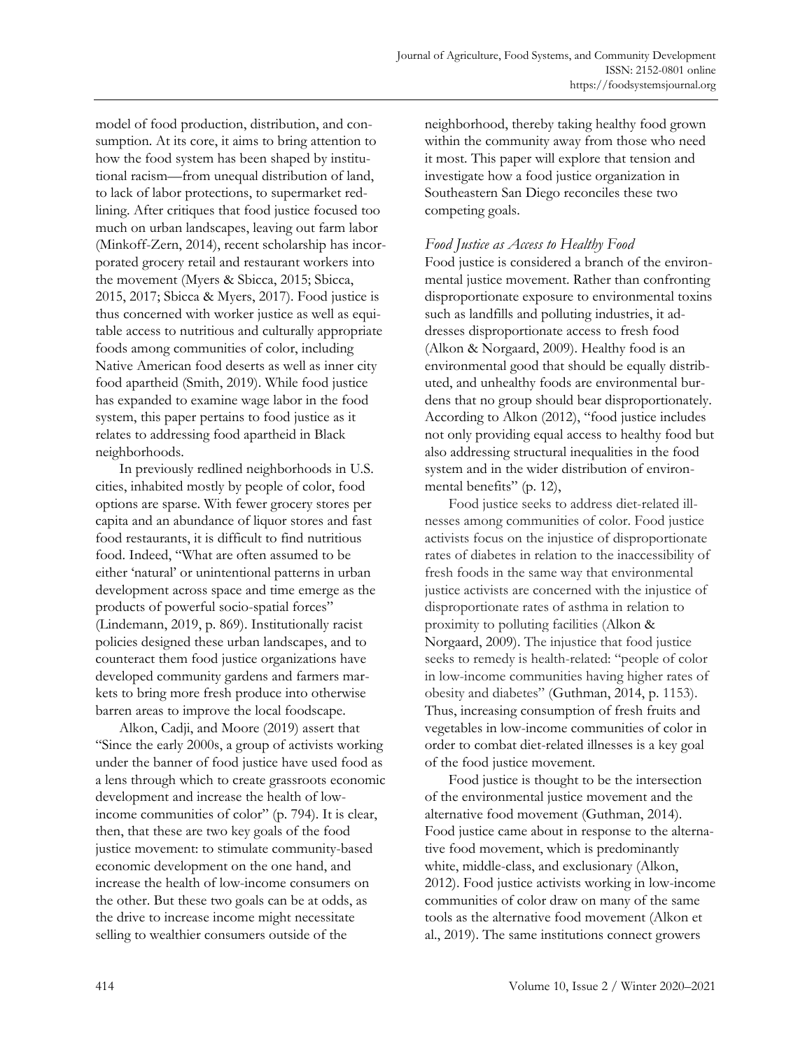model of food production, distribution, and consumption. At its core, it aims to bring attention to how the food system has been shaped by institutional racism—from unequal distribution of land, to lack of labor protections, to supermarket redlining. After critiques that food justice focused too much on urban landscapes, leaving out farm labor (Minkoff-Zern, 2014), recent scholarship has incorporated grocery retail and restaurant workers into the movement (Myers & Sbicca, 2015; Sbicca, 2015, 2017; Sbicca & Myers, 2017). Food justice is thus concerned with worker justice as well as equitable access to nutritious and culturally appropriate foods among communities of color, including Native American food deserts as well as inner city food apartheid (Smith, 2019). While food justice has expanded to examine wage labor in the food system, this paper pertains to food justice as it relates to addressing food apartheid in Black neighborhoods.

In previously redlined neighborhoods in U.S. cities, inhabited mostly by people of color, food options are sparse. With fewer grocery stores per capita and an abundance of liquor stores and fast food restaurants, it is difficult to find nutritious food. Indeed, "What are often assumed to be either 'natural' or unintentional patterns in urban development across space and time emerge as the products of powerful socio-spatial forces" (Lindemann, 2019, p. 869). Institutionally racist policies designed these urban landscapes, and to counteract them food justice organizations have developed community gardens and farmers markets to bring more fresh produce into otherwise barren areas to improve the local foodscape.

Alkon, Cadji, and Moore (2019) assert that "Since the early 2000s, a group of activists working under the banner of food justice have used food as a lens through which to create grassroots economic development and increase the health of low-income communities of color" (p. 794). It is clear, then, that these are two key goals of the food justice movement: to stimulate community-based economic development on the one hand, and increase the health of low-income consumers on the other. But these two goals can be at odds, as the drive to increase income might necessitate selling to wealthier consumers outside of the neighborhood, thereby taking healthy food grown within the community away from those who need it most. This paper will explore that tension and investigate how a food justice organization in Southeastern San Diego reconciles these two competing goals.

### *Food Justice as Access to Healthy Food*

Food justice is considered a branch of the environmental justice movement. Rather than confronting disproportionate exposure to environmental toxins such as landfills and polluting industries, it addresses disproportionate access to fresh food (Alkon & Norgaard, 2009). Healthy food is an environmental good that should be equally distributed, and unhealthy foods are environmental burdens that no group should bear disproportionately. According to Alkon (2012), "food justice includes not only providing equal access to healthy food but also addressing structural inequalities in the food system and in the wider distribution of environmental benefits" (p. 12),

Food justice seeks to address diet-related illnesses among communities of color. Food justice activists focus on the injustice of disproportionate rates of diabetes in relation to the inaccessibility of fresh foods in the same way that environmental justice activists are concerned with the injustice of disproportionate rates of asthma in relation to proximity to polluting facilities (Alkon & Norgaard, 2009). The injustice that food justice seeks to remedy is health-related: "people of color in low-income communities having higher rates of obesity and diabetes" (Guthman, 2014, p. 1153). Thus, increasing consumption of fresh fruits and vegetables in low-income communities of color in order to combat diet-related illnesses is a key goal of the food justice movement.

Food justice is thought to be the intersection of the environmental justice movement and the alternative food movement (Guthman, 2014). Food justice came about in response to the alternative food movement, which is predominantly white, middle-class, and exclusionary (Alkon, 2012). Food justice activists working in low-income communities of color draw on many of the same tools as the alternative food movement (Alkon et al., 2019). The same institutions connect growers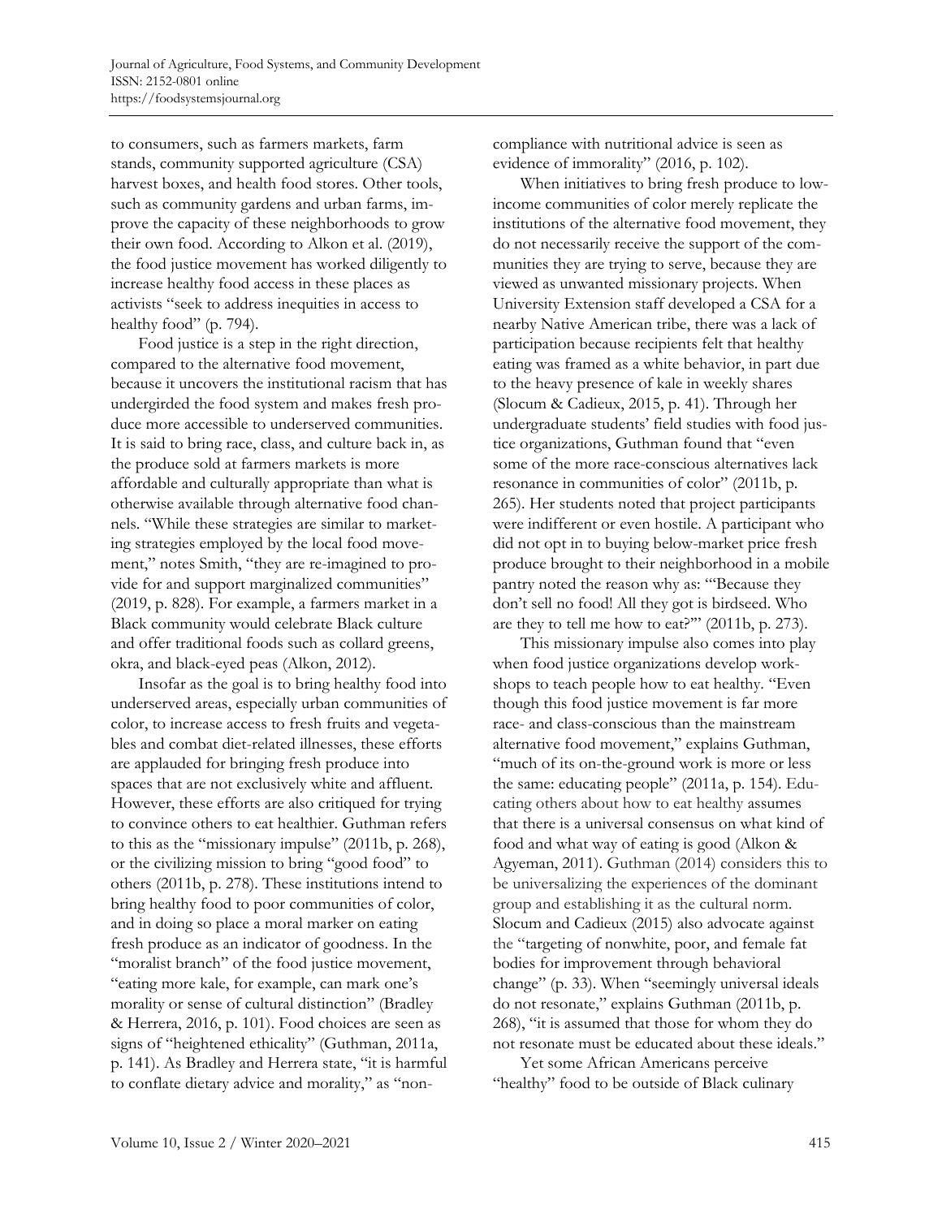to consumers, such as farmers markets, farm stands, community supported agriculture (CSA) harvest boxes, and health food stores. Other tools, such as community gardens and urban farms, improve the capacity of these neighborhoods to grow their own food. According to Alkon et al. (2019), the food justice movement has worked diligently to increase healthy food access in these places as activists "seek to address inequities in access to healthy food" (p. 794).

Food justice is a step in the right direction, compared to the alternative food movement, because it uncovers the institutional racism that has undergirded the food system and makes fresh produce more accessible to underserved communities. It is said to bring race, class, and culture back in, as the produce sold at farmers markets is more affordable and culturally appropriate than what is otherwise available through alternative food channels. "While these strategies are similar to marketing strategies employed by the local food movement," notes Smith, "they are re-imagined to provide for and support marginalized communities" (2019, p. 828). For example, a farmers market in a Black community would celebrate Black culture and offer traditional foods such as collard greens, okra, and black-eyed peas (Alkon, 2012).

Insofar as the goal is to bring healthy food into underserved areas, especially urban communities of color, to increase access to fresh fruits and vegetables and combat diet-related illnesses, these efforts are applauded for bringing fresh produce into spaces that are not exclusively white and affluent. However, these efforts are also critiqued for trying to convince others to eat healthier. Guthman refers to this as the "missionary impulse" (2011b, p. 268), or the civilizing mission to bring "good food" to others (2011b, p. 278). These institutions intend to bring healthy food to poor communities of color, and in doing so place a moral marker on eating fresh produce as an indicator of goodness. In the "moralist branch" of the food justice movement, "eating more kale, for example, can mark one's morality or sense of cultural distinction" (Bradley & Herrera, 2016, p. 101). Food choices are seen as signs of "heightened ethicality" (Guthman, 2011a, p. 141). As Bradley and Herrera state, "it is harmful to conflate dietary advice and morality," as "non-compliance with nutritional advice is seen as evidence of immorality" (2016, p. 102).

When initiatives to bring fresh produce to low-income communities of color merely replicate the institutions of the alternative food movement, they do not necessarily receive the support of the communities they are trying to serve, because they are viewed as unwanted missionary projects. When University Extension staff developed a CSA for a nearby Native American tribe, there was a lack of participation because recipients felt that healthy eating was framed as a white behavior, in part due to the heavy presence of kale in weekly shares (Slocum & Cadieux, 2015, p. 41). Through her undergraduate students' field studies with food justice organizations, Guthman found that "even some of the more race-conscious alternatives lack resonance in communities of color" (2011b, p. 265). Her students noted that project participants were indifferent or even hostile. A participant who did not opt in to buying below-market price fresh produce brought to their neighborhood in a mobile pantry noted the reason why as: "'Because they don't sell no food! All they got is birdseed. Who are they to tell me how to eat?'" (2011b, p. 273).

This missionary impulse also comes into play when food justice organizations develop workshops to teach people how to eat healthy. "Even though this food justice movement is far more race- and class-conscious than the mainstream alternative food movement," explains Guthman, "much of its on-the-ground work is more or less the same: educating people" (2011a, p. 154). Educating others about how to eat healthy assumes that there is a universal consensus on what kind of food and what way of eating is good (Alkon & Agyeman, 2011). Guthman (2014) considers this to be universalizing the experiences of the dominant group and establishing it as the cultural norm. Slocum and Cadieux (2015) also advocate against the "targeting of nonwhite, poor, and female fat bodies for improvement through behavioral change" (p. 33). When "seemingly universal ideals do not resonate," explains Guthman (2011b, p. 268), "it is assumed that those for whom they do not resonate must be educated about these ideals."

Yet some African Americans perceive "healthy" food to be outside of Black culinary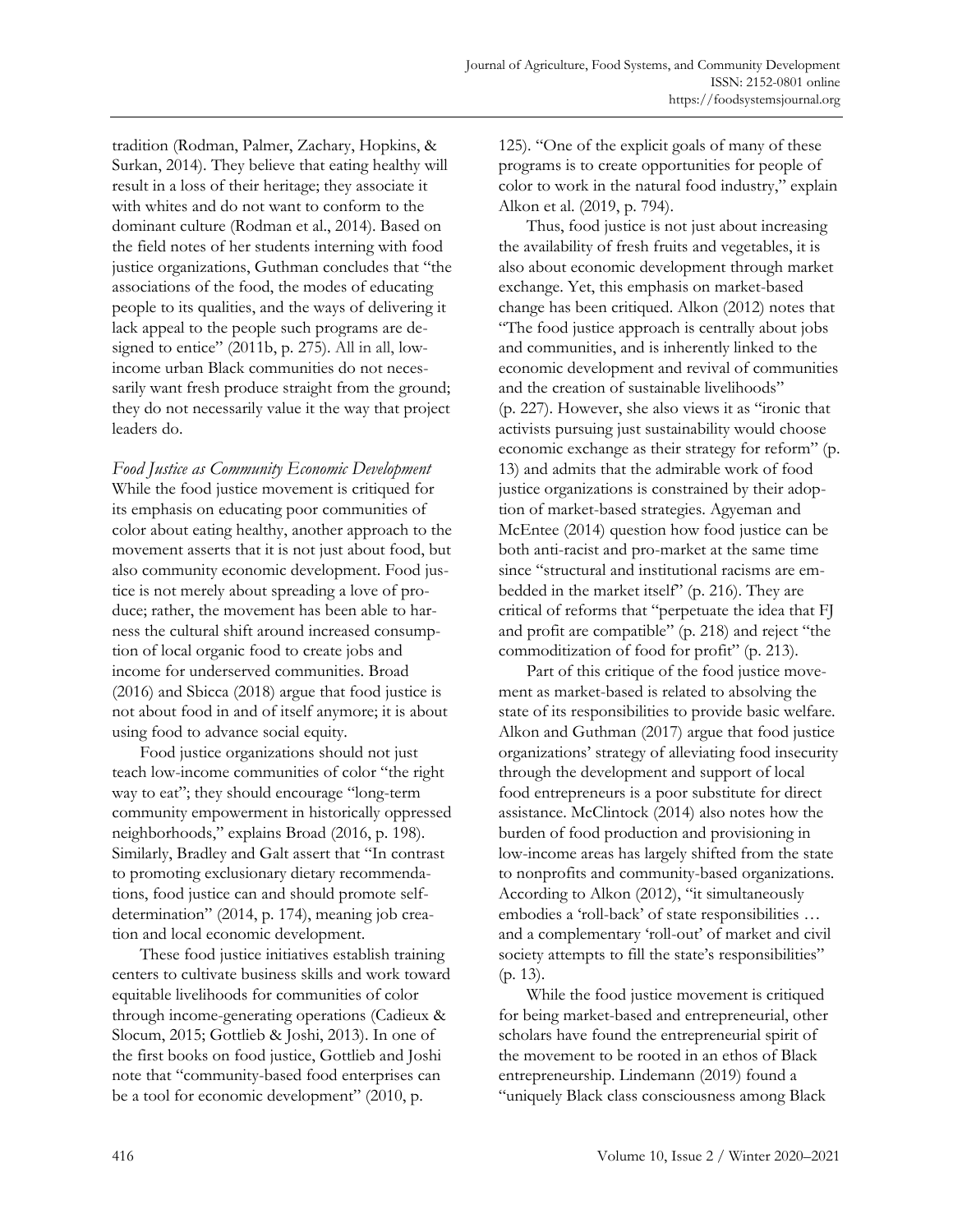tradition (Rodman, Palmer, Zachary, Hopkins, & Surkan, 2014). They believe that eating healthy will result in a loss of their heritage; they associate it with whites and do not want to conform to the dominant culture (Rodman et al., 2014). Based on the field notes of her students interning with food justice organizations, Guthman concludes that "the associations of the food, the modes of educating people to its qualities, and the ways of delivering it lack appeal to the people such programs are designed to entice" (2011b, p. 275). All in all, low-income urban Black communities do not necessarily want fresh produce straight from the ground; they do not necessarily value it the way that project leaders do.

*Food Justice as Community Economic Development*

While the food justice movement is critiqued for its emphasis on educating poor communities of color about eating healthy, another approach to the movement asserts that it is not just about food, but also community economic development. Food justice is not merely about spreading a love of produce; rather, the movement has been able to harness the cultural shift around increased consumption of local organic food to create jobs and income for underserved communities. Broad (2016) and Sbicca (2018) argue that food justice is not about food in and of itself anymore; it is about using food to advance social equity.

Food justice organizations should not just teach low-income communities of color "the right way to eat"; they should encourage "long-term community empowerment in historically oppressed neighborhoods," explains Broad (2016, p. 198). Similarly, Bradley and Galt assert that "In contrast to promoting exclusionary dietary recommendations, food justice can and should promote self-determination" (2014, p. 174), meaning job creation and local economic development.

These food justice initiatives establish training centers to cultivate business skills and work toward equitable livelihoods for communities of color through income-generating operations (Cadieux & Slocum, 2015; Gottlieb & Joshi, 2013). In one of the first books on food justice, Gottlieb and Joshi note that "community-based food enterprises can be a tool for economic development" (2010, p. 125). "One of the explicit goals of many of these programs is to create opportunities for people of color to work in the natural food industry," explain Alkon et al. (2019, p. 794).

Thus, food justice is not just about increasing the availability of fresh fruits and vegetables, it is also about economic development through market exchange. Yet, this emphasis on market-based change has been critiqued. Alkon (2012) notes that "The food justice approach is centrally about jobs and communities, and is inherently linked to the economic development and revival of communities and the creation of sustainable livelihoods" (p. 227). However, she also views it as "ironic that activists pursuing just sustainability would choose economic exchange as their strategy for reform" (p. 13) and admits that the admirable work of food justice organizations is constrained by their adoption of market-based strategies. Agyeman and McEntee (2014) question how food justice can be both anti-racist and pro-market at the same time since "structural and institutional racisms are embedded in the market itself" (p. 216). They are critical of reforms that "perpetuate the idea that FJ and profit are compatible" (p. 218) and reject "the commoditization of food for profit" (p. 213).

Part of this critique of the food justice movement as market-based is related to absolving the state of its responsibilities to provide basic welfare. Alkon and Guthman (2017) argue that food justice organizations' strategy of alleviating food insecurity through the development and support of local food entrepreneurs is a poor substitute for direct assistance. McClintock (2014) also notes how the burden of food production and provisioning in low-income areas has largely shifted from the state to nonprofits and community-based organizations. According to Alkon (2012), "it simultaneously embodies a 'roll-back' of state responsibilities … and a complementary 'roll-out' of market and civil society attempts to fill the state's responsibilities" (p. 13).

While the food justice movement is critiqued for being market-based and entrepreneurial, other scholars have found the entrepreneurial spirit of the movement to be rooted in an ethos of Black entrepreneurship. Lindemann (2019) found a "uniquely Black class consciousness among Black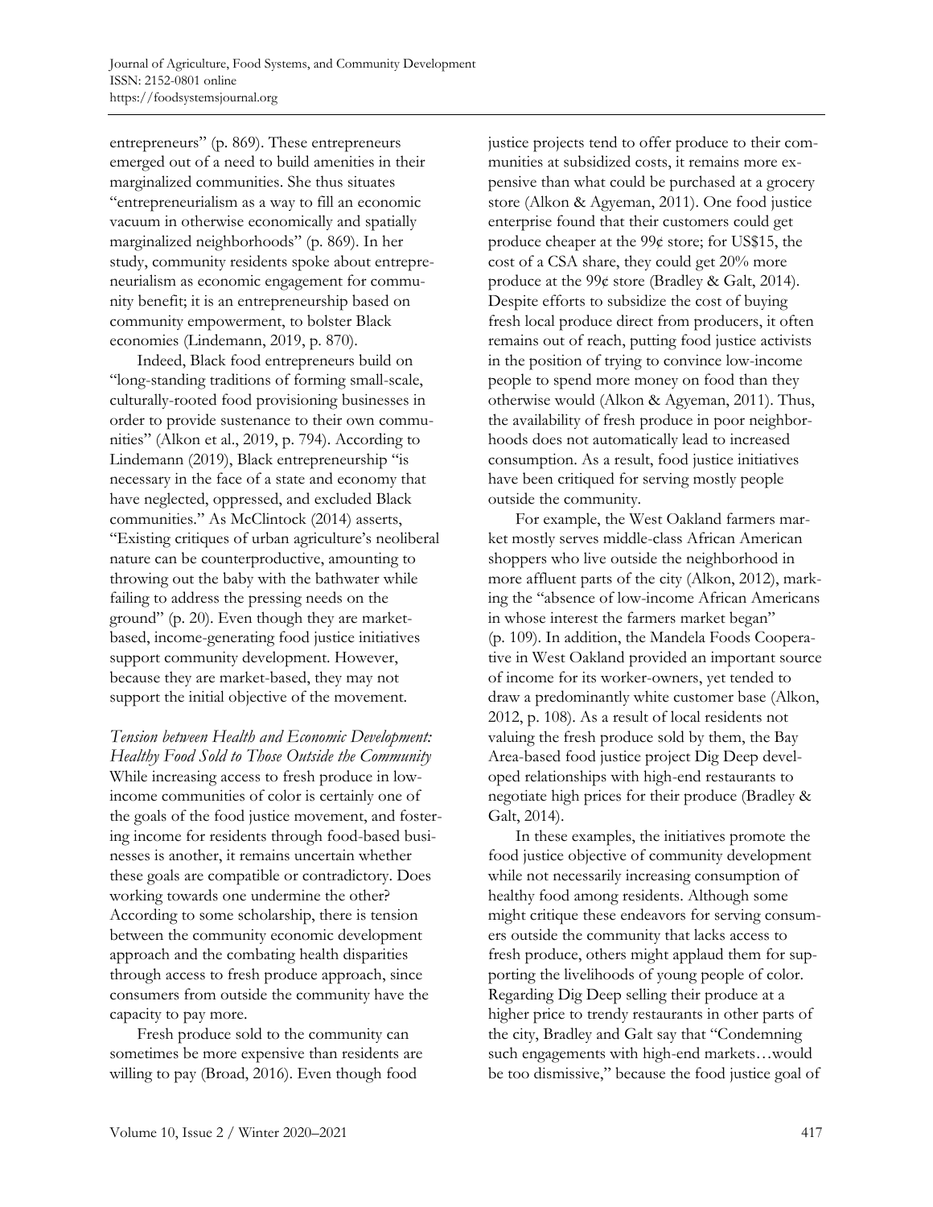entrepreneurs" (p. 869). These entrepreneurs emerged out of a need to build amenities in their marginalized communities. She thus situates "entrepreneurialism as a way to fill an economic vacuum in otherwise economically and spatially marginalized neighborhoods" (p. 869). In her study, community residents spoke about entrepreneurialism as economic engagement for community benefit; it is an entrepreneurship based on community empowerment, to bolster Black economies (Lindemann, 2019, p. 870).

Indeed, Black food entrepreneurs build on "long-standing traditions of forming small-scale, culturally-rooted food provisioning businesses in order to provide sustenance to their own communities" (Alkon et al., 2019, p. 794). According to Lindemann (2019), Black entrepreneurship "is necessary in the face of a state and economy that have neglected, oppressed, and excluded Black communities." As McClintock (2014) asserts, "Existing critiques of urban agriculture's neoliberal nature can be counterproductive, amounting to throwing out the baby with the bathwater while failing to address the pressing needs on the ground" (p. 20). Even though they are market-based, income-generating food justice initiatives support community development. However, because they are market-based, they may not support the initial objective of the movement.

*Tension between Health and Economic Development: Healthy Food Sold to Those Outside the Community*

While increasing access to fresh produce in low-income communities of color is certainly one of the goals of the food justice movement, and fostering income for residents through food-based businesses is another, it remains uncertain whether these goals are compatible or contradictory. Does working towards one undermine the other? According to some scholarship, there is tension between the community economic development approach and the combating health disparities through access to fresh produce approach, since consumers from outside the community have the capacity to pay more.

Fresh produce sold to the community can sometimes be more expensive than residents are willing to pay (Broad, 2016). Even though food justice projects tend to offer produce to their communities at subsidized costs, it remains more expensive than what could be purchased at a grocery store (Alkon & Agyeman, 2011). One food justice enterprise found that their customers could get produce cheaper at the 99¢ store; for US$15, the cost of a CSA share, they could get 20% more produce at the 99¢ store (Bradley & Galt, 2014). Despite efforts to subsidize the cost of buying fresh local produce direct from producers, it often remains out of reach, putting food justice activists in the position of trying to convince low-income people to spend more money on food than they otherwise would (Alkon & Agyeman, 2011). Thus, the availability of fresh produce in poor neighborhoods does not automatically lead to increased consumption. As a result, food justice initiatives have been critiqued for serving mostly people outside the community.

For example, the West Oakland farmers market mostly serves middle-class African American shoppers who live outside the neighborhood in more affluent parts of the city (Alkon, 2012), marking the "absence of low-income African Americans in whose interest the farmers market began" (p. 109). In addition, the Mandela Foods Cooperative in West Oakland provided an important source of income for its worker-owners, yet tended to draw a predominantly white customer base (Alkon, 2012, p. 108). As a result of local residents not valuing the fresh produce sold by them, the Bay Area-based food justice project Dig Deep developed relationships with high-end restaurants to negotiate high prices for their produce (Bradley & Galt, 2014).

In these examples, the initiatives promote the food justice objective of community development while not necessarily increasing consumption of healthy food among residents. Although some might critique these endeavors for serving consumers outside the community that lacks access to fresh produce, others might applaud them for supporting the livelihoods of young people of color. Regarding Dig Deep selling their produce at a higher price to trendy restaurants in other parts of the city, Bradley and Galt say that "Condemning such engagements with high-end markets…would be too dismissive," because the food justice goal of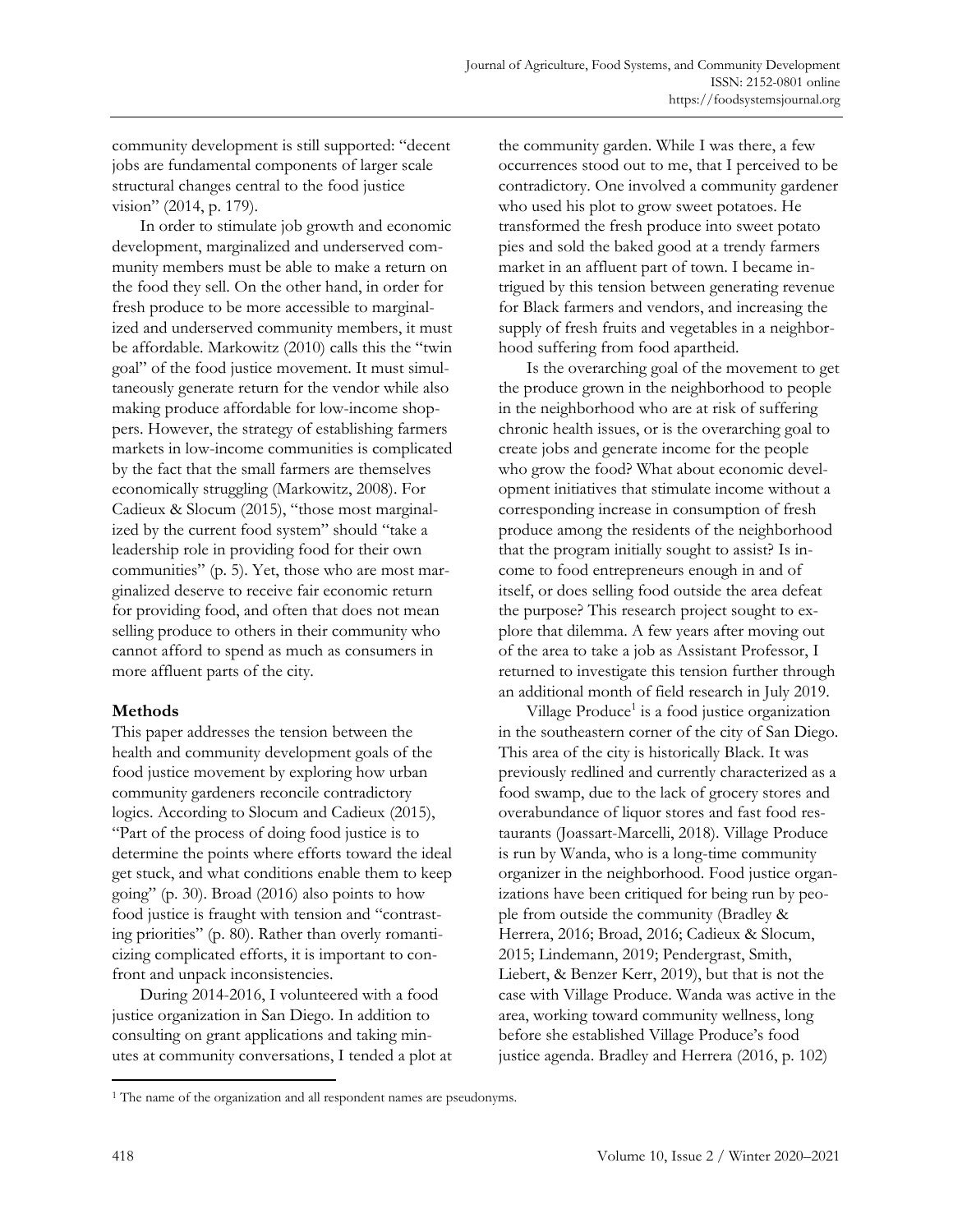community development is still supported: "decent jobs are fundamental components of larger scale structural changes central to the food justice vision" (2014, p. 179).

In order to stimulate job growth and economic development, marginalized and underserved community members must be able to make a return on the food they sell. On the other hand, in order for fresh produce to be more accessible to marginalized and underserved community members, it must be affordable. Markowitz (2010) calls this the "twin goal" of the food justice movement. It must simultaneously generate return for the vendor while also making produce affordable for low-income shoppers. However, the strategy of establishing farmers markets in low-income communities is complicated by the fact that the small farmers are themselves economically struggling (Markowitz, 2008). For Cadieux & Slocum (2015), "those most marginalized by the current food system" should "take a leadership role in providing food for their own communities" (p. 5). Yet, those who are most marginalized deserve to receive fair economic return for providing food, and often that does not mean selling produce to others in their community who cannot afford to spend as much as consumers in more affluent parts of the city.

## Methods

This paper addresses the tension between the health and community development goals of the food justice movement by exploring how urban community gardeners reconcile contradictory logics. According to Slocum and Cadieux (2015), "Part of the process of doing food justice is to determine the points where efforts toward the ideal get stuck, and what conditions enable them to keep going" (p. 30). Broad (2016) also points to how food justice is fraught with tension and "contrasting priorities" (p. 80). Rather than overly romanticizing complicated efforts, it is important to confront and unpack inconsistencies.

During 2014-2016, I volunteered with a food justice organization in San Diego. In addition to consulting on grant applications and taking minutes at community conversations, I tended a plot at the community garden. While I was there, a few occurrences stood out to me, that I perceived to be contradictory. One involved a community gardener who used his plot to grow sweet potatoes. He transformed the fresh produce into sweet potato pies and sold the baked good at a trendy farmers market in an affluent part of town. I became intrigued by this tension between generating revenue for Black farmers and vendors, and increasing the supply of fresh fruits and vegetables in a neighborhood suffering from food apartheid.

Is the overarching goal of the movement to get the produce grown in the neighborhood to people in the neighborhood who are at risk of suffering chronic health issues, or is the overarching goal to create jobs and generate income for the people who grow the food? What about economic development initiatives that stimulate income without a corresponding increase in consumption of fresh produce among the residents of the neighborhood that the program initially sought to assist? Is income to food entrepreneurs enough in and of itself, or does selling food outside the area defeat the purpose? This research project sought to explore that dilemma. A few years after moving out of the area to take a job as Assistant Professor, I returned to investigate this tension further through an additional month of field research in July 2019.

Village Produce[1] is a food justice organization in the southeastern corner of the city of San Diego. This area of the city is historically Black. It was previously redlined and currently characterized as a food swamp, due to the lack of grocery stores and overabundance of liquor stores and fast food restaurants (Joassart-Marcelli, 2018). Village Produce is run by Wanda, who is a long-time community organizer in the neighborhood. Food justice organizations have been critiqued for being run by people from outside the community (Bradley & Herrera, 2016; Broad, 2016; Cadieux & Slocum, 2015; Lindemann, 2019; Pendergrast, Smith, Liebert, & Benzer Kerr, 2019), but that is not the case with Village Produce. Wanda was active in the area, working toward community wellness, long before she established Village Produce's food justice agenda. Bradley and Herrera (2016, p. 102)

[1] The name of the organization and all respondent names are pseudonyms.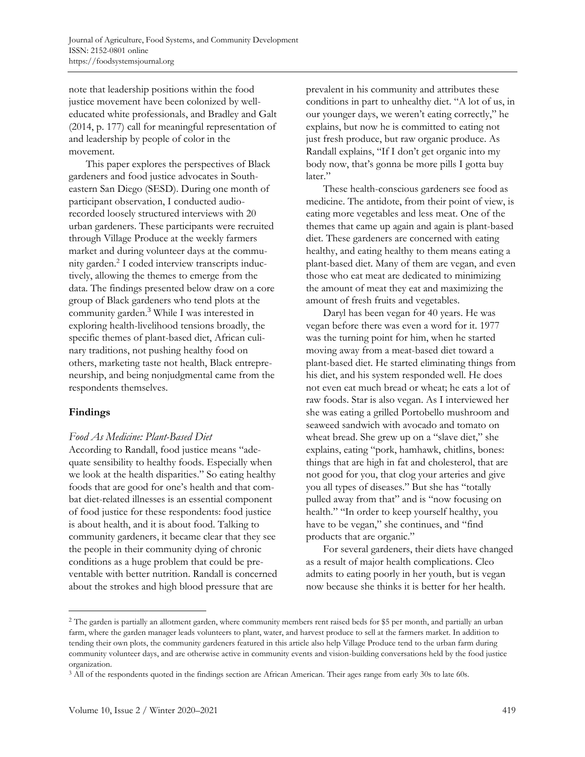note that leadership positions within the food justice movement have been colonized by well-educated white professionals, and Bradley and Galt (2014, p. 177) call for meaningful representation of and leadership by people of color in the movement.

This paper explores the perspectives of Black gardeners and food justice advocates in Southeastern San Diego (SESD). During one month of participant observation, I conducted audio-recorded loosely structured interviews with 20 urban gardeners. These participants were recruited through Village Produce at the weekly farmers market and during volunteer days at the community garden.[2] I coded interview transcripts inductively, allowing the themes to emerge from the data. The findings presented below draw on a core group of Black gardeners who tend plots at the community garden.[3] While I was interested in exploring health-livelihood tensions broadly, the specific themes of plant-based diet, African culinary traditions, not pushing healthy food on others, marketing taste not health, Black entrepreneurship, and being nonjudgmental came from the respondents themselves.

## Findings

### *Food As Medicine: Plant-Based Diet*

According to Randall, food justice means "adequate sensibility to healthy foods. Especially when we look at the health disparities." So eating healthy foods that are good for one's health and that combat diet-related illnesses is an essential component of food justice for these respondents: food justice is about health, and it is about food. Talking to community gardeners, it became clear that they see the people in their community dying of chronic conditions as a huge problem that could be preventable with better nutrition. Randall is concerned about the strokes and high blood pressure that are prevalent in his community and attributes these conditions in part to unhealthy diet. "A lot of us, in our younger days, we weren't eating correctly," he explains, but now he is committed to eating not just fresh produce, but raw organic produce. As Randall explains, "If I don't get organic into my body now, that's gonna be more pills I gotta buy later."

These health-conscious gardeners see food as medicine. The antidote, from their point of view, is eating more vegetables and less meat. One of the themes that came up again and again is plant-based diet. These gardeners are concerned with eating healthy, and eating healthy to them means eating a plant-based diet. Many of them are vegan, and even those who eat meat are dedicated to minimizing the amount of meat they eat and maximizing the amount of fresh fruits and vegetables.

Daryl has been vegan for 40 years. He was vegan before there was even a word for it. 1977 was the turning point for him, when he started moving away from a meat-based diet toward a plant-based diet. He started eliminating things from his diet, and his system responded well. He does not even eat much bread or wheat; he eats a lot of raw foods. Star is also vegan. As I interviewed her she was eating a grilled Portobello mushroom and seaweed sandwich with avocado and tomato on wheat bread. She grew up on a "slave diet," she explains, eating "pork, hamhawk, chitlins, bones: things that are high in fat and cholesterol, that are not good for you, that clog your arteries and give you all types of diseases." But she has "totally pulled away from that" and is "now focusing on health." "In order to keep yourself healthy, you have to be vegan," she continues, and "find products that are organic."

For several gardeners, their diets have changed as a result of major health complications. Cleo admits to eating poorly in her youth, but is vegan now because she thinks it is better for her health.

---

[2] The garden is partially an allotment garden, where community members rent raised beds for $5 per month, and partially an urban farm, where the garden manager leads volunteers to plant, water, and harvest produce to sell at the farmers market. In addition to tending their own plots, the community gardeners featured in this article also help Village Produce tend to the urban farm during community volunteer days, and are otherwise active in community events and vision-building conversations held by the food justice organization.

[3] All of the respondents quoted in the findings section are African American. Their ages range from early 30s to late 60s.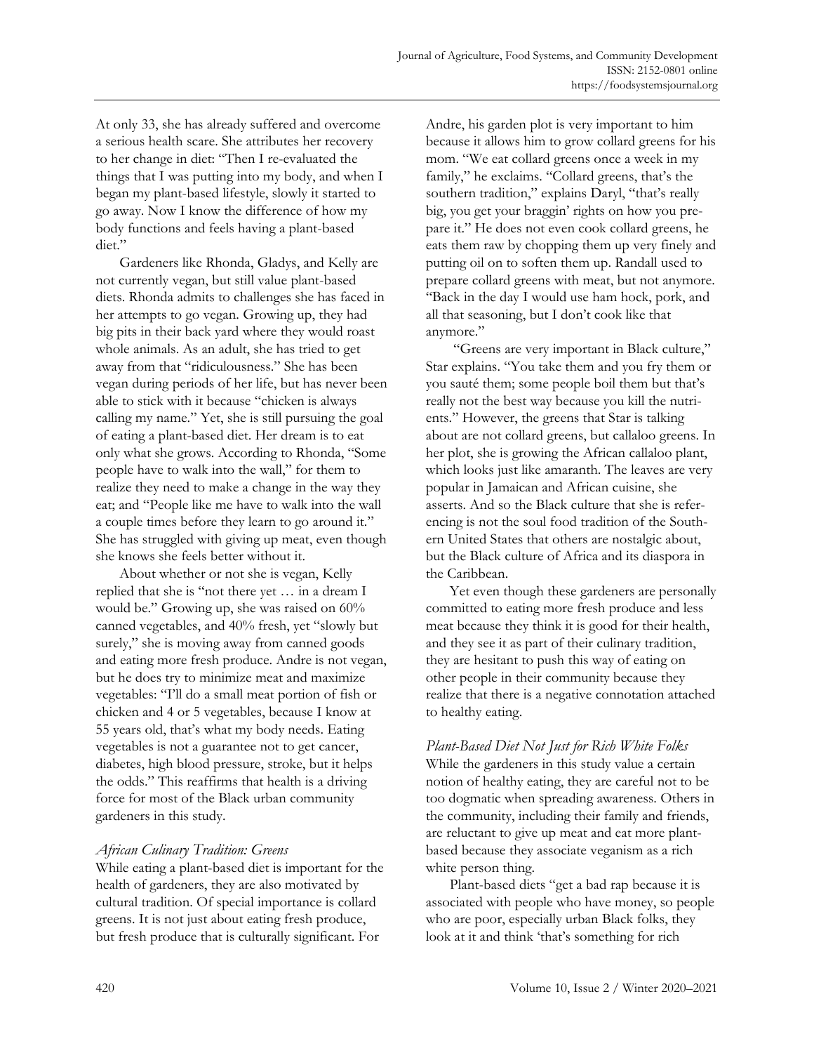At only 33, she has already suffered and overcome a serious health scare. She attributes her recovery to her change in diet: "Then I re-evaluated the things that I was putting into my body, and when I began my plant-based lifestyle, slowly it started to go away. Now I know the difference of how my body functions and feels having a plant-based diet."

Gardeners like Rhonda, Gladys, and Kelly are not currently vegan, but still value plant-based diets. Rhonda admits to challenges she has faced in her attempts to go vegan. Growing up, they had big pits in their back yard where they would roast whole animals. As an adult, she has tried to get away from that "ridiculousness." She has been vegan during periods of her life, but has never been able to stick with it because "chicken is always calling my name." Yet, she is still pursuing the goal of eating a plant-based diet. Her dream is to eat only what she grows. According to Rhonda, "Some people have to walk into the wall," for them to realize they need to make a change in the way they eat; and "People like me have to walk into the wall a couple times before they learn to go around it." She has struggled with giving up meat, even though she knows she feels better without it.

About whether or not she is vegan, Kelly replied that she is "not there yet … in a dream I would be." Growing up, she was raised on 60% canned vegetables, and 40% fresh, yet "slowly but surely," she is moving away from canned goods and eating more fresh produce. Andre is not vegan, but he does try to minimize meat and maximize vegetables: "I'll do a small meat portion of fish or chicken and 4 or 5 vegetables, because I know at 55 years old, that's what my body needs. Eating vegetables is not a guarantee not to get cancer, diabetes, high blood pressure, stroke, but it helps the odds." This reaffirms that health is a driving force for most of the Black urban community gardeners in this study.

### *African Culinary Tradition: Greens*

While eating a plant-based diet is important for the health of gardeners, they are also motivated by cultural tradition. Of special importance is collard greens. It is not just about eating fresh produce, but fresh produce that is culturally significant. For Andre, his garden plot is very important to him because it allows him to grow collard greens for his mom. "We eat collard greens once a week in my family," he exclaims. "Collard greens, that's the southern tradition," explains Daryl, "that's really big, you get your braggin' rights on how you prepare it." He does not even cook collard greens, he eats them raw by chopping them up very finely and putting oil on to soften them up. Randall used to prepare collard greens with meat, but not anymore. "Back in the day I would use ham hock, pork, and all that seasoning, but I don't cook like that anymore."

"Greens are very important in Black culture," Star explains. "You take them and you fry them or you sauté them; some people boil them but that's really not the best way because you kill the nutrients." However, the greens that Star is talking about are not collard greens, but callaloo greens. In her plot, she is growing the African callaloo plant, which looks just like amaranth. The leaves are very popular in Jamaican and African cuisine, she asserts. And so the Black culture that she is referencing is not the soul food tradition of the Southern United States that others are nostalgic about, but the Black culture of Africa and its diaspora in the Caribbean.

Yet even though these gardeners are personally committed to eating more fresh produce and less meat because they think it is good for their health, and they see it as part of their culinary tradition, they are hesitant to push this way of eating on other people in their community because they realize that there is a negative connotation attached to healthy eating.

### *Plant-Based Diet Not Just for Rich White Folks*

While the gardeners in this study value a certain notion of healthy eating, they are careful not to be too dogmatic when spreading awareness. Others in the community, including their family and friends, are reluctant to give up meat and eat more plant-based because they associate veganism as a rich white person thing.

Plant-based diets "get a bad rap because it is associated with people who have money, so people who are poor, especially urban Black folks, they look at it and think 'that's something for rich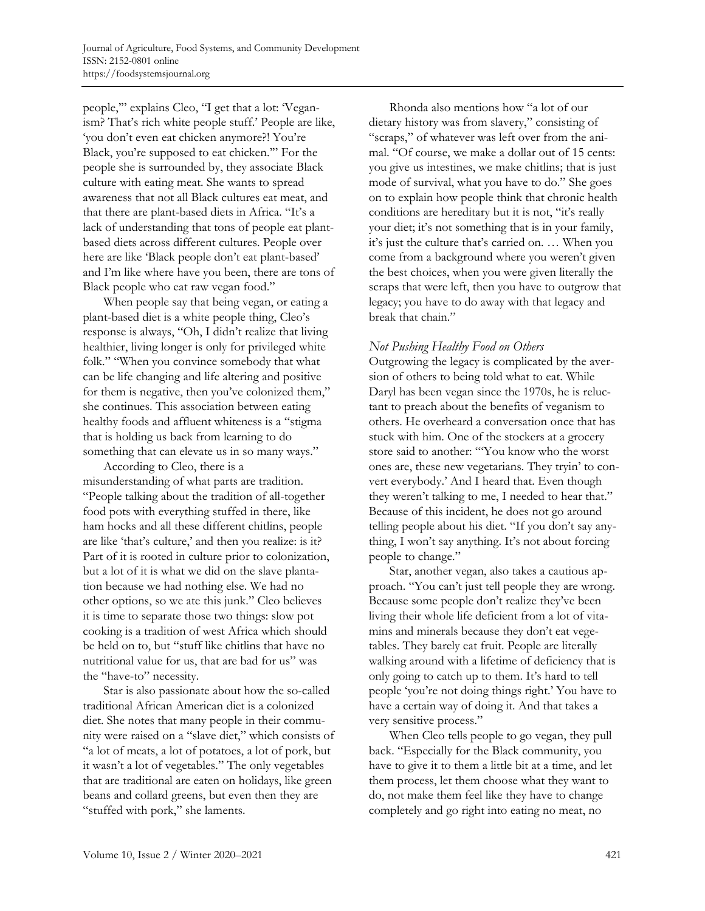people,'" explains Cleo, "I get that a lot: 'Veganism? That's rich white people stuff.' People are like, 'you don't even eat chicken anymore?! You're Black, you're supposed to eat chicken.'" For the people she is surrounded by, they associate Black culture with eating meat. She wants to spread awareness that not all Black cultures eat meat, and that there are plant-based diets in Africa. "It's a lack of understanding that tons of people eat plant-based diets across different cultures. People over here are like 'Black people don't eat plant-based' and I'm like where have you been, there are tons of Black people who eat raw vegan food."

When people say that being vegan, or eating a plant-based diet is a white people thing, Cleo's response is always, "Oh, I didn't realize that living healthier, living longer is only for privileged white folk." "When you convince somebody that what can be life changing and life altering and positive for them is negative, then you've colonized them," she continues. This association between eating healthy foods and affluent whiteness is a "stigma that is holding us back from learning to do something that can elevate us in so many ways."

According to Cleo, there is a misunderstanding of what parts are tradition. "People talking about the tradition of all-together food pots with everything stuffed in there, like ham hocks and all these different chitlins, people are like 'that's culture,' and then you realize: is it? Part of it is rooted in culture prior to colonization, but a lot of it is what we did on the slave plantation because we had nothing else. We had no other options, so we ate this junk." Cleo believes it is time to separate those two things: slow pot cooking is a tradition of west Africa which should be held on to, but "stuff like chitlins that have no nutritional value for us, that are bad for us" was the "have-to" necessity.

Star is also passionate about how the so-called traditional African American diet is a colonized diet. She notes that many people in their community were raised on a "slave diet," which consists of "a lot of meats, a lot of potatoes, a lot of pork, but it wasn't a lot of vegetables." The only vegetables that are traditional are eaten on holidays, like green beans and collard greens, but even then they are "stuffed with pork," she laments.

Rhonda also mentions how "a lot of our dietary history was from slavery," consisting of "scraps," of whatever was left over from the animal. "Of course, we make a dollar out of 15 cents: you give us intestines, we make chitlins; that is just mode of survival, what you have to do." She goes on to explain how people think that chronic health conditions are hereditary but it is not, "it's really your diet; it's not something that is in your family, it's just the culture that's carried on. … When you come from a background where you weren't given the best choices, when you were given literally the scraps that were left, then you have to outgrow that legacy; you have to do away with that legacy and break that chain."

### *Not Pushing Healthy Food on Others*

Outgrowing the legacy is complicated by the aversion of others to being told what to eat. While Daryl has been vegan since the 1970s, he is reluctant to preach about the benefits of veganism to others. He overheard a conversation once that has stuck with him. One of the stockers at a grocery store said to another: "'You know who the worst ones are, these new vegetarians. They tryin' to convert everybody.' And I heard that. Even though they weren't talking to me, I needed to hear that." Because of this incident, he does not go around telling people about his diet. "If you don't say anything, I won't say anything. It's not about forcing people to change."

Star, another vegan, also takes a cautious approach. "You can't just tell people they are wrong. Because some people don't realize they've been living their whole life deficient from a lot of vitamins and minerals because they don't eat vegetables. They barely eat fruit. People are literally walking around with a lifetime of deficiency that is only going to catch up to them. It's hard to tell people 'you're not doing things right.' You have to have a certain way of doing it. And that takes a very sensitive process."

When Cleo tells people to go vegan, they pull back. "Especially for the Black community, you have to give it to them a little bit at a time, and let them process, let them choose what they want to do, not make them feel like they have to change completely and go right into eating no meat, no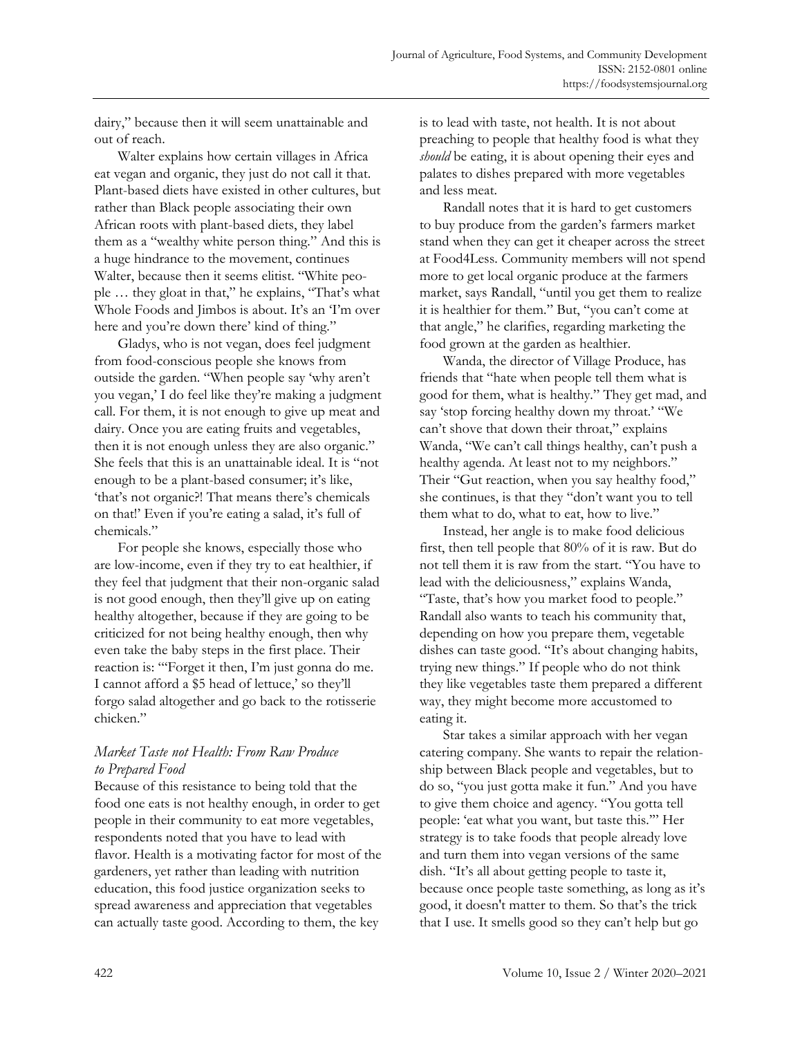dairy," because then it will seem unattainable and out of reach.

Walter explains how certain villages in Africa eat vegan and organic, they just do not call it that. Plant-based diets have existed in other cultures, but rather than Black people associating their own African roots with plant-based diets, they label them as a "wealthy white person thing." And this is a huge hindrance to the movement, continues Walter, because then it seems elitist. "White people … they gloat in that," he explains, "That's what Whole Foods and Jimbos is about. It's an 'I'm over here and you're down there' kind of thing."

Gladys, who is not vegan, does feel judgment from food-conscious people she knows from outside the garden. "When people say 'why aren't you vegan,' I do feel like they're making a judgment call. For them, it is not enough to give up meat and dairy. Once you are eating fruits and vegetables, then it is not enough unless they are also organic." She feels that this is an unattainable ideal. It is "not enough to be a plant-based consumer; it's like, 'that's not organic?! That means there's chemicals on that!' Even if you're eating a salad, it's full of chemicals."

For people she knows, especially those who are low-income, even if they try to eat healthier, if they feel that judgment that their non-organic salad is not good enough, then they'll give up on eating healthy altogether, because if they are going to be criticized for not being healthy enough, then why even take the baby steps in the first place. Their reaction is: "'Forget it then, I'm just gonna do me. I cannot afford a $5 head of lettuce,' so they'll forgo salad altogether and go back to the rotisserie chicken."

### *Market Taste not Health: From Raw Produce to Prepared Food*

Because of this resistance to being told that the food one eats is not healthy enough, in order to get people in their community to eat more vegetables, respondents noted that you have to lead with flavor. Health is a motivating factor for most of the gardeners, yet rather than leading with nutrition education, this food justice organization seeks to spread awareness and appreciation that vegetables can actually taste good. According to them, the key is to lead with taste, not health. It is not about preaching to people that healthy food is what they *should* be eating, it is about opening their eyes and palates to dishes prepared with more vegetables and less meat.

Randall notes that it is hard to get customers to buy produce from the garden's farmers market stand when they can get it cheaper across the street at Food4Less. Community members will not spend more to get local organic produce at the farmers market, says Randall, "until you get them to realize it is healthier for them." But, "you can't come at that angle," he clarifies, regarding marketing the food grown at the garden as healthier.

Wanda, the director of Village Produce, has friends that "hate when people tell them what is good for them, what is healthy." They get mad, and say 'stop forcing healthy down my throat.' "We can't shove that down their throat," explains Wanda, "We can't call things healthy, can't push a healthy agenda. At least not to my neighbors." Their "Gut reaction, when you say healthy food," she continues, is that they "don't want you to tell them what to do, what to eat, how to live."

Instead, her angle is to make food delicious first, then tell people that 80% of it is raw. But do not tell them it is raw from the start. "You have to lead with the deliciousness," explains Wanda, "Taste, that's how you market food to people." Randall also wants to teach his community that, depending on how you prepare them, vegetable dishes can taste good. "It's about changing habits, trying new things." If people who do not think they like vegetables taste them prepared a different way, they might become more accustomed to eating it.

Star takes a similar approach with her vegan catering company. She wants to repair the relationship between Black people and vegetables, but to do so, "you just gotta make it fun." And you have to give them choice and agency. "You gotta tell people: 'eat what you want, but taste this.'" Her strategy is to take foods that people already love and turn them into vegan versions of the same dish. "It's all about getting people to taste it, because once people taste something, as long as it's good, it doesn't matter to them. So that's the trick that I use. It smells good so they can't help but go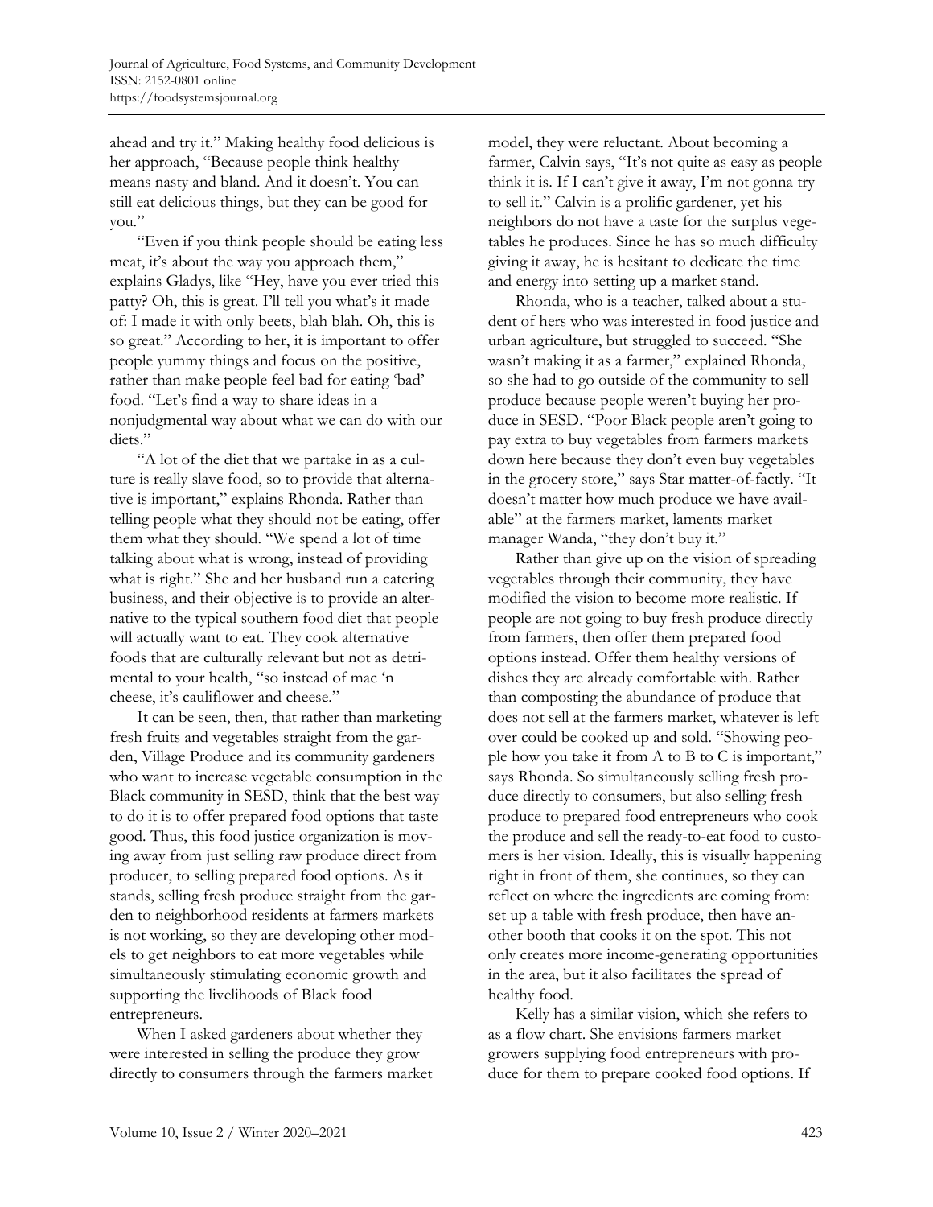ahead and try it." Making healthy food delicious is her approach, "Because people think healthy means nasty and bland. And it doesn't. You can still eat delicious things, but they can be good for you."

"Even if you think people should be eating less meat, it's about the way you approach them," explains Gladys, like "Hey, have you ever tried this patty? Oh, this is great. I'll tell you what's it made of: I made it with only beets, blah blah. Oh, this is so great." According to her, it is important to offer people yummy things and focus on the positive, rather than make people feel bad for eating 'bad' food. "Let's find a way to share ideas in a nonjudgmental way about what we can do with our diets."

"A lot of the diet that we partake in as a culture is really slave food, so to provide that alternative is important," explains Rhonda. Rather than telling people what they should not be eating, offer them what they should. "We spend a lot of time talking about what is wrong, instead of providing what is right." She and her husband run a catering business, and their objective is to provide an alternative to the typical southern food diet that people will actually want to eat. They cook alternative foods that are culturally relevant but not as detrimental to your health, "so instead of mac 'n cheese, it's cauliflower and cheese."

It can be seen, then, that rather than marketing fresh fruits and vegetables straight from the garden, Village Produce and its community gardeners who want to increase vegetable consumption in the Black community in SESD, think that the best way to do it is to offer prepared food options that taste good. Thus, this food justice organization is moving away from just selling raw produce direct from producer, to selling prepared food options. As it stands, selling fresh produce straight from the garden to neighborhood residents at farmers markets is not working, so they are developing other models to get neighbors to eat more vegetables while simultaneously stimulating economic growth and supporting the livelihoods of Black food entrepreneurs.

When I asked gardeners about whether they were interested in selling the produce they grow directly to consumers through the farmers market model, they were reluctant. About becoming a farmer, Calvin says, "It's not quite as easy as people think it is. If I can't give it away, I'm not gonna try to sell it." Calvin is a prolific gardener, yet his neighbors do not have a taste for the surplus vegetables he produces. Since he has so much difficulty giving it away, he is hesitant to dedicate the time and energy into setting up a market stand.

Rhonda, who is a teacher, talked about a student of hers who was interested in food justice and urban agriculture, but struggled to succeed. "She wasn't making it as a farmer," explained Rhonda, so she had to go outside of the community to sell produce because people weren't buying her produce in SESD. "Poor Black people aren't going to pay extra to buy vegetables from farmers markets down here because they don't even buy vegetables in the grocery store," says Star matter-of-factly. "It doesn't matter how much produce we have available" at the farmers market, laments market manager Wanda, "they don't buy it."

Rather than give up on the vision of spreading vegetables through their community, they have modified the vision to become more realistic. If people are not going to buy fresh produce directly from farmers, then offer them prepared food options instead. Offer them healthy versions of dishes they are already comfortable with. Rather than composting the abundance of produce that does not sell at the farmers market, whatever is left over could be cooked up and sold. "Showing people how you take it from A to B to C is important," says Rhonda. So simultaneously selling fresh produce directly to consumers, but also selling fresh produce to prepared food entrepreneurs who cook the produce and sell the ready-to-eat food to customers is her vision. Ideally, this is visually happening right in front of them, she continues, so they can reflect on where the ingredients are coming from: set up a table with fresh produce, then have another booth that cooks it on the spot. This not only creates more income-generating opportunities in the area, but it also facilitates the spread of healthy food.

Kelly has a similar vision, which she refers to as a flow chart. She envisions farmers market growers supplying food entrepreneurs with produce for them to prepare cooked food options. If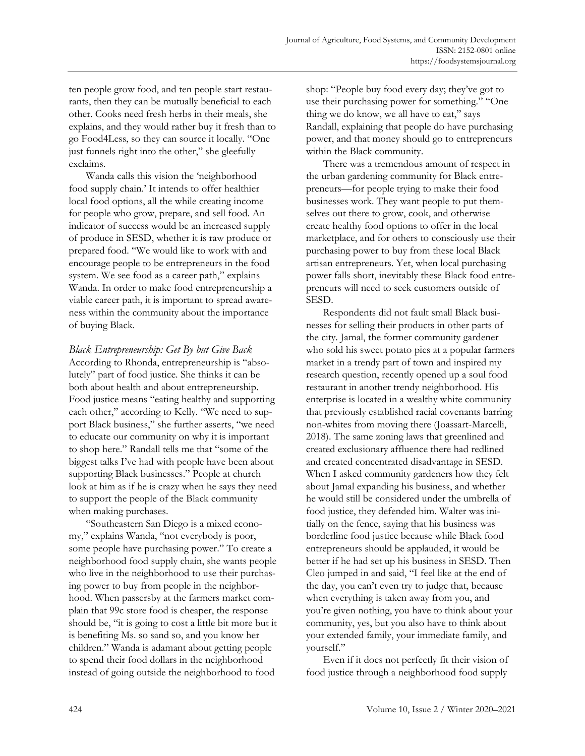ten people grow food, and ten people start restaurants, then they can be mutually beneficial to each other. Cooks need fresh herbs in their meals, she explains, and they would rather buy it fresh than to go Food4Less, so they can source it locally. "One just funnels right into the other," she gleefully exclaims.

Wanda calls this vision the 'neighborhood food supply chain.' It intends to offer healthier local food options, all the while creating income for people who grow, prepare, and sell food. An indicator of success would be an increased supply of produce in SESD, whether it is raw produce or prepared food. "We would like to work with and encourage people to be entrepreneurs in the food system. We see food as a career path," explains Wanda. In order to make food entrepreneurship a viable career path, it is important to spread awareness within the community about the importance of buying Black.

*Black Entrepreneurship: Get By but Give Back*

According to Rhonda, entrepreneurship is "absolutely" part of food justice. She thinks it can be both about health and about entrepreneurship. Food justice means "eating healthy and supporting each other," according to Kelly. "We need to support Black business," she further asserts, "we need to educate our community on why it is important to shop here." Randall tells me that "some of the biggest talks I've had with people have been about supporting Black businesses." People at church look at him as if he is crazy when he says they need to support the people of the Black community when making purchases.

"Southeastern San Diego is a mixed economy," explains Wanda, "not everybody is poor, some people have purchasing power." To create a neighborhood food supply chain, she wants people who live in the neighborhood to use their purchasing power to buy from people in the neighborhood. When passersby at the farmers market complain that 99c store food is cheaper, the response should be, "it is going to cost a little bit more but it is benefiting Ms. so sand so, and you know her children." Wanda is adamant about getting people to spend their food dollars in the neighborhood instead of going outside the neighborhood to food shop: "People buy food every day; they've got to use their purchasing power for something." "One thing we do know, we all have to eat," says Randall, explaining that people do have purchasing power, and that money should go to entrepreneurs within the Black community.

There was a tremendous amount of respect in the urban gardening community for Black entrepreneurs—for people trying to make their food businesses work. They want people to put themselves out there to grow, cook, and otherwise create healthy food options to offer in the local marketplace, and for others to consciously use their purchasing power to buy from these local Black artisan entrepreneurs. Yet, when local purchasing power falls short, inevitably these Black food entrepreneurs will need to seek customers outside of SESD.

Respondents did not fault small Black businesses for selling their products in other parts of the city. Jamal, the former community gardener who sold his sweet potato pies at a popular farmers market in a trendy part of town and inspired my research question, recently opened up a soul food restaurant in another trendy neighborhood. His enterprise is located in a wealthy white community that previously established racial covenants barring non-whites from moving there (Joassart-Marcelli, 2018). The same zoning laws that greenlined and created exclusionary affluence there had redlined and created concentrated disadvantage in SESD. When I asked community gardeners how they felt about Jamal expanding his business, and whether he would still be considered under the umbrella of food justice, they defended him. Walter was initially on the fence, saying that his business was borderline food justice because while Black food entrepreneurs should be applauded, it would be better if he had set up his business in SESD. Then Cleo jumped in and said, "I feel like at the end of the day, you can't even try to judge that, because when everything is taken away from you, and you're given nothing, you have to think about your community, yes, but you also have to think about your extended family, your immediate family, and yourself."

Even if it does not perfectly fit their vision of food justice through a neighborhood food supply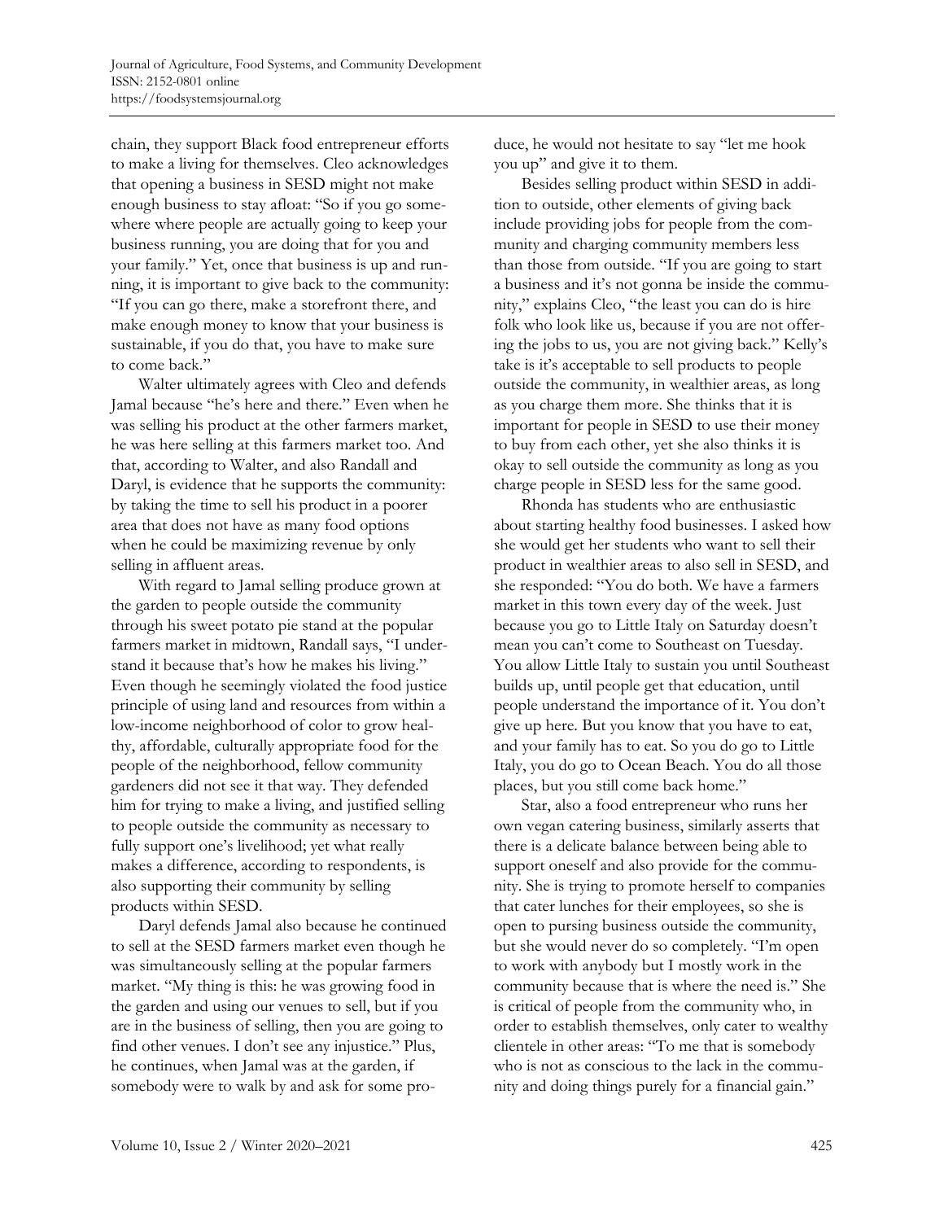chain, they support Black food entrepreneur efforts to make a living for themselves. Cleo acknowledges that opening a business in SESD might not make enough business to stay afloat: "So if you go somewhere where people are actually going to keep your business running, you are doing that for you and your family." Yet, once that business is up and running, it is important to give back to the community: "If you can go there, make a storefront there, and make enough money to know that your business is sustainable, if you do that, you have to make sure to come back."

Walter ultimately agrees with Cleo and defends Jamal because "he's here and there." Even when he was selling his product at the other farmers market, he was here selling at this farmers market too. And that, according to Walter, and also Randall and Daryl, is evidence that he supports the community: by taking the time to sell his product in a poorer area that does not have as many food options when he could be maximizing revenue by only selling in affluent areas.

With regard to Jamal selling produce grown at the garden to people outside the community through his sweet potato pie stand at the popular farmers market in midtown, Randall says, "I understand it because that's how he makes his living." Even though he seemingly violated the food justice principle of using land and resources from within a low-income neighborhood of color to grow healthy, affordable, culturally appropriate food for the people of the neighborhood, fellow community gardeners did not see it that way. They defended him for trying to make a living, and justified selling to people outside the community as necessary to fully support one's livelihood; yet what really makes a difference, according to respondents, is also supporting their community by selling products within SESD.

Daryl defends Jamal also because he continued to sell at the SESD farmers market even though he was simultaneously selling at the popular farmers market. "My thing is this: he was growing food in the garden and using our venues to sell, but if you are in the business of selling, then you are going to find other venues. I don't see any injustice." Plus, he continues, when Jamal was at the garden, if somebody were to walk by and ask for some produce, he would not hesitate to say "let me hook you up" and give it to them.

Besides selling product within SESD in addition to outside, other elements of giving back include providing jobs for people from the community and charging community members less than those from outside. "If you are going to start a business and it's not gonna be inside the community," explains Cleo, "the least you can do is hire folk who look like us, because if you are not offering the jobs to us, you are not giving back." Kelly's take is it's acceptable to sell products to people outside the community, in wealthier areas, as long as you charge them more. She thinks that it is important for people in SESD to use their money to buy from each other, yet she also thinks it is okay to sell outside the community as long as you charge people in SESD less for the same good.

Rhonda has students who are enthusiastic about starting healthy food businesses. I asked how she would get her students who want to sell their product in wealthier areas to also sell in SESD, and she responded: "You do both. We have a farmers market in this town every day of the week. Just because you go to Little Italy on Saturday doesn't mean you can't come to Southeast on Tuesday. You allow Little Italy to sustain you until Southeast builds up, until people get that education, until people understand the importance of it. You don't give up here. But you know that you have to eat, and your family has to eat. So you do go to Little Italy, you do go to Ocean Beach. You do all those places, but you still come back home."

Star, also a food entrepreneur who runs her own vegan catering business, similarly asserts that there is a delicate balance between being able to support oneself and also provide for the community. She is trying to promote herself to companies that cater lunches for their employees, so she is open to pursing business outside the community, but she would never do so completely. "I'm open to work with anybody but I mostly work in the community because that is where the need is." She is critical of people from the community who, in order to establish themselves, only cater to wealthy clientele in other areas: "To me that is somebody who is not as conscious to the lack in the community and doing things purely for a financial gain."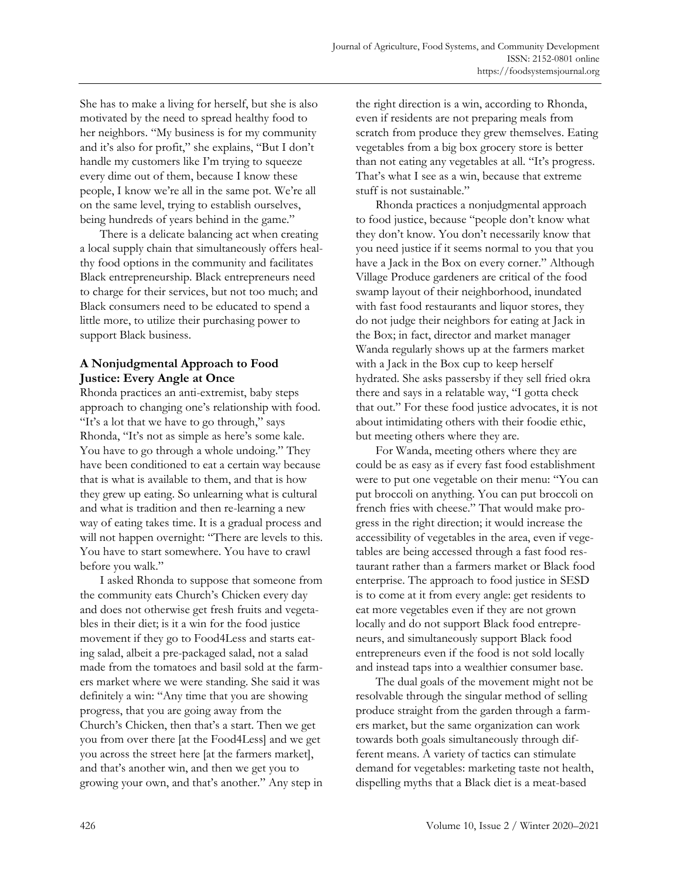She has to make a living for herself, but she is also motivated by the need to spread healthy food to her neighbors. "My business is for my community and it's also for profit," she explains, "But I don't handle my customers like I'm trying to squeeze every dime out of them, because I know these people, I know we're all in the same pot. We're all on the same level, trying to establish ourselves, being hundreds of years behind in the game."

There is a delicate balancing act when creating a local supply chain that simultaneously offers healthy food options in the community and facilitates Black entrepreneurship. Black entrepreneurs need to charge for their services, but not too much; and Black consumers need to be educated to spend a little more, to utilize their purchasing power to support Black business.

### A Nonjudgmental Approach to Food Justice: Every Angle at Once

Rhonda practices an anti-extremist, baby steps approach to changing one's relationship with food. "It's a lot that we have to go through," says Rhonda, "It's not as simple as here's some kale. You have to go through a whole undoing." They have been conditioned to eat a certain way because that is what is available to them, and that is how they grew up eating. So unlearning what is cultural and what is tradition and then re-learning a new way of eating takes time. It is a gradual process and will not happen overnight: "There are levels to this. You have to start somewhere. You have to crawl before you walk."

I asked Rhonda to suppose that someone from the community eats Church's Chicken every day and does not otherwise get fresh fruits and vegetables in their diet; is it a win for the food justice movement if they go to Food4Less and starts eating salad, albeit a pre-packaged salad, not a salad made from the tomatoes and basil sold at the farmers market where we were standing. She said it was definitely a win: "Any time that you are showing progress, that you are going away from the Church's Chicken, then that's a start. Then we get you from over there [at the Food4Less] and we get you across the street here [at the farmers market], and that's another win, and then we get you to growing your own, and that's another." Any step in the right direction is a win, according to Rhonda, even if residents are not preparing meals from scratch from produce they grew themselves. Eating vegetables from a big box grocery store is better than not eating any vegetables at all. "It's progress. That's what I see as a win, because that extreme stuff is not sustainable."

Rhonda practices a nonjudgmental approach to food justice, because "people don't know what they don't know. You don't necessarily know that you need justice if it seems normal to you that you have a Jack in the Box on every corner." Although Village Produce gardeners are critical of the food swamp layout of their neighborhood, inundated with fast food restaurants and liquor stores, they do not judge their neighbors for eating at Jack in the Box; in fact, director and market manager Wanda regularly shows up at the farmers market with a Jack in the Box cup to keep herself hydrated. She asks passersby if they sell fried okra there and says in a relatable way, "I gotta check that out." For these food justice advocates, it is not about intimidating others with their foodie ethic, but meeting others where they are.

For Wanda, meeting others where they are could be as easy as if every fast food establishment were to put one vegetable on their menu: "You can put broccoli on anything. You can put broccoli on french fries with cheese." That would make progress in the right direction; it would increase the accessibility of vegetables in the area, even if vegetables are being accessed through a fast food restaurant rather than a farmers market or Black food enterprise. The approach to food justice in SESD is to come at it from every angle: get residents to eat more vegetables even if they are not grown locally and do not support Black food entrepreneurs, and simultaneously support Black food entrepreneurs even if the food is not sold locally and instead taps into a wealthier consumer base.

The dual goals of the movement might not be resolvable through the singular method of selling produce straight from the garden through a farmers market, but the same organization can work towards both goals simultaneously through different means. A variety of tactics can stimulate demand for vegetables: marketing taste not health, dispelling myths that a Black diet is a meat-based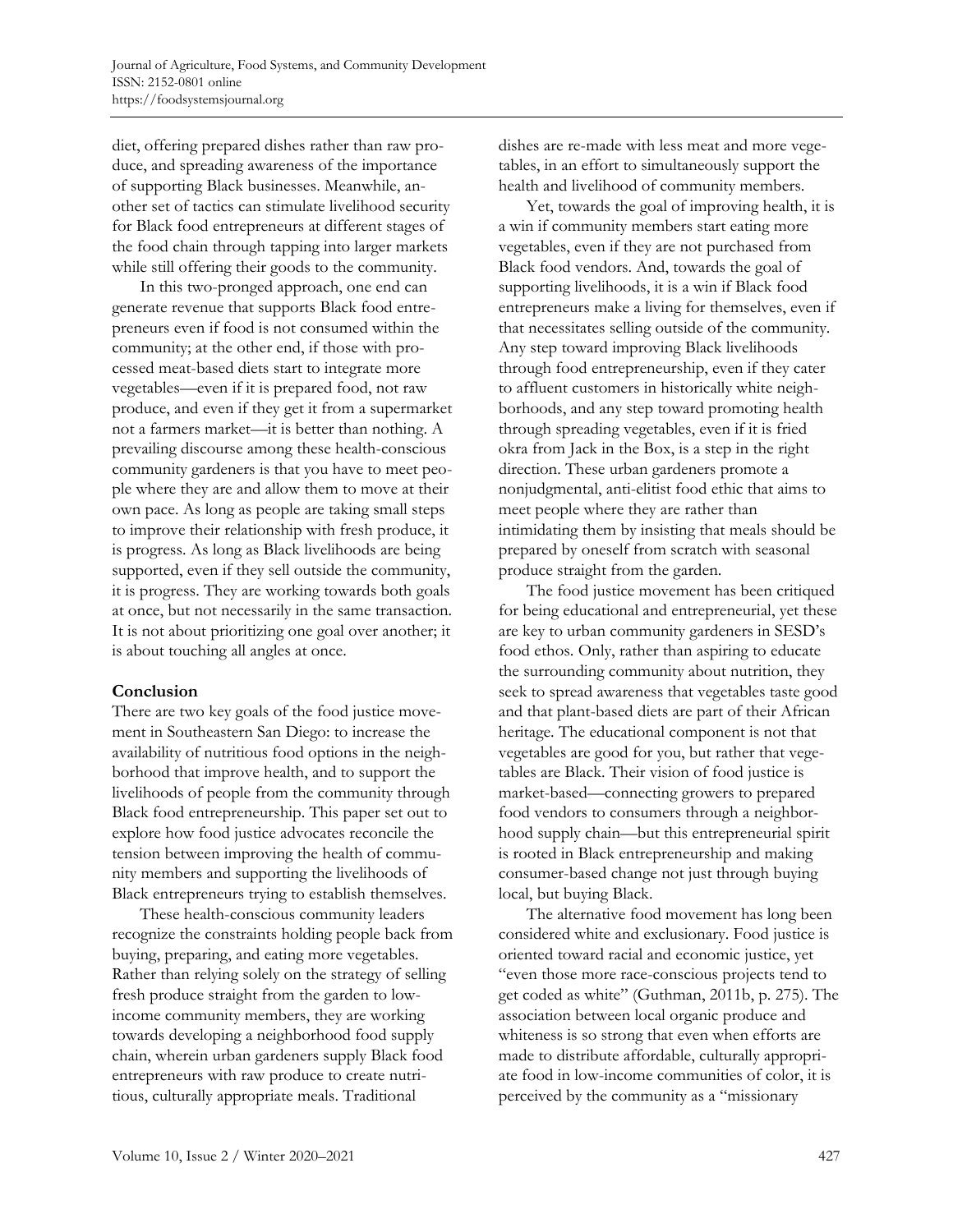diet, offering prepared dishes rather than raw produce, and spreading awareness of the importance of supporting Black businesses. Meanwhile, another set of tactics can stimulate livelihood security for Black food entrepreneurs at different stages of the food chain through tapping into larger markets while still offering their goods to the community.

In this two-pronged approach, one end can generate revenue that supports Black food entrepreneurs even if food is not consumed within the community; at the other end, if those with processed meat-based diets start to integrate more vegetables—even if it is prepared food, not raw produce, and even if they get it from a supermarket not a farmers market—it is better than nothing. A prevailing discourse among these health-conscious community gardeners is that you have to meet people where they are and allow them to move at their own pace. As long as people are taking small steps to improve their relationship with fresh produce, it is progress. As long as Black livelihoods are being supported, even if they sell outside the community, it is progress. They are working towards both goals at once, but not necessarily in the same transaction. It is not about prioritizing one goal over another; it is about touching all angles at once.

## Conclusion

There are two key goals of the food justice movement in Southeastern San Diego: to increase the availability of nutritious food options in the neighborhood that improve health, and to support the livelihoods of people from the community through Black food entrepreneurship. This paper set out to explore how food justice advocates reconcile the tension between improving the health of community members and supporting the livelihoods of Black entrepreneurs trying to establish themselves.

These health-conscious community leaders recognize the constraints holding people back from buying, preparing, and eating more vegetables. Rather than relying solely on the strategy of selling fresh produce straight from the garden to low-income community members, they are working towards developing a neighborhood food supply chain, wherein urban gardeners supply Black food entrepreneurs with raw produce to create nutritious, culturally appropriate meals. Traditional dishes are re-made with less meat and more vegetables, in an effort to simultaneously support the health and livelihood of community members.

Yet, towards the goal of improving health, it is a win if community members start eating more vegetables, even if they are not purchased from Black food vendors. And, towards the goal of supporting livelihoods, it is a win if Black food entrepreneurs make a living for themselves, even if that necessitates selling outside of the community. Any step toward improving Black livelihoods through food entrepreneurship, even if they cater to affluent customers in historically white neighborhoods, and any step toward promoting health through spreading vegetables, even if it is fried okra from Jack in the Box, is a step in the right direction. These urban gardeners promote a nonjudgmental, anti-elitist food ethic that aims to meet people where they are rather than intimidating them by insisting that meals should be prepared by oneself from scratch with seasonal produce straight from the garden.

The food justice movement has been critiqued for being educational and entrepreneurial, yet these are key to urban community gardeners in SESD's food ethos. Only, rather than aspiring to educate the surrounding community about nutrition, they seek to spread awareness that vegetables taste good and that plant-based diets are part of their African heritage. The educational component is not that vegetables are good for you, but rather that vegetables are Black. Their vision of food justice is market-based—connecting growers to prepared food vendors to consumers through a neighborhood supply chain—but this entrepreneurial spirit is rooted in Black entrepreneurship and making consumer-based change not just through buying local, but buying Black.

The alternative food movement has long been considered white and exclusionary. Food justice is oriented toward racial and economic justice, yet "even those more race-conscious projects tend to get coded as white" (Guthman, 2011b, p. 275). The association between local organic produce and whiteness is so strong that even when efforts are made to distribute affordable, culturally appropriate food in low-income communities of color, it is perceived by the community as a "missionary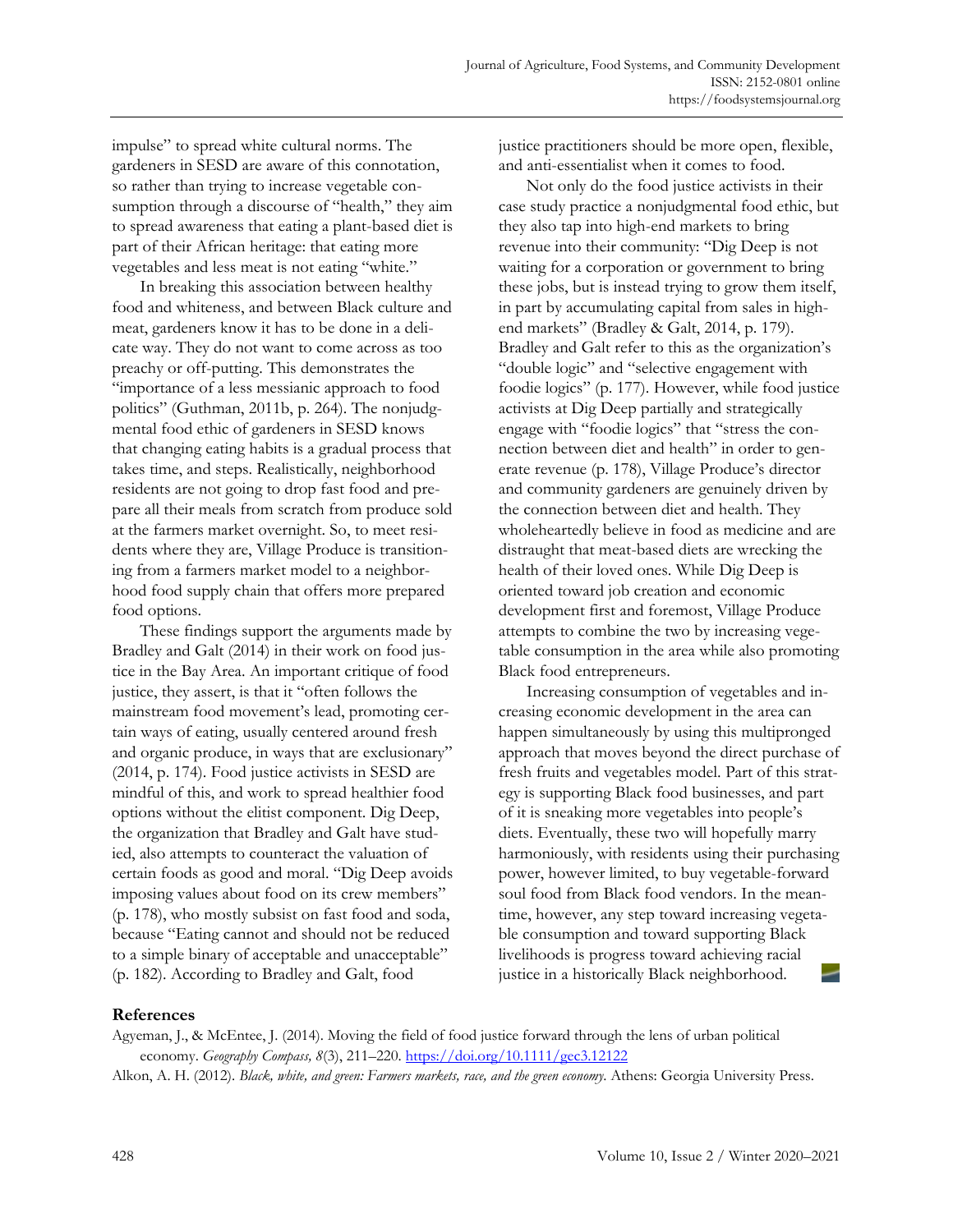impulse" to spread white cultural norms. The gardeners in SESD are aware of this connotation, so rather than trying to increase vegetable consumption through a discourse of "health," they aim to spread awareness that eating a plant-based diet is part of their African heritage: that eating more vegetables and less meat is not eating "white."

In breaking this association between healthy food and whiteness, and between Black culture and meat, gardeners know it has to be done in a delicate way. They do not want to come across as too preachy or off-putting. This demonstrates the "importance of a less messianic approach to food politics" (Guthman, 2011b, p. 264). The nonjudgmental food ethic of gardeners in SESD knows that changing eating habits is a gradual process that takes time, and steps. Realistically, neighborhood residents are not going to drop fast food and prepare all their meals from scratch from produce sold at the farmers market overnight. So, to meet residents where they are, Village Produce is transitioning from a farmers market model to a neighborhood food supply chain that offers more prepared food options.

These findings support the arguments made by Bradley and Galt (2014) in their work on food justice in the Bay Area. An important critique of food justice, they assert, is that it "often follows the mainstream food movement's lead, promoting certain ways of eating, usually centered around fresh and organic produce, in ways that are exclusionary" (2014, p. 174). Food justice activists in SESD are mindful of this, and work to spread healthier food options without the elitist component. Dig Deep, the organization that Bradley and Galt have studied, also attempts to counteract the valuation of certain foods as good and moral. "Dig Deep avoids imposing values about food on its crew members" (p. 178), who mostly subsist on fast food and soda, because "Eating cannot and should not be reduced to a simple binary of acceptable and unacceptable" (p. 182). According to Bradley and Galt, food justice practitioners should be more open, flexible, and anti-essentialist when it comes to food.

Not only do the food justice activists in their case study practice a nonjudgmental food ethic, but they also tap into high-end markets to bring revenue into their community: "Dig Deep is not waiting for a corporation or government to bring these jobs, but is instead trying to grow them itself, in part by accumulating capital from sales in high-end markets" (Bradley & Galt, 2014, p. 179). Bradley and Galt refer to this as the organization's "double logic" and "selective engagement with foodie logics" (p. 177). However, while food justice activists at Dig Deep partially and strategically engage with "foodie logics" that "stress the connection between diet and health" in order to generate revenue (p. 178), Village Produce's director and community gardeners are genuinely driven by the connection between diet and health. They wholeheartedly believe in food as medicine and are distraught that meat-based diets are wrecking the health of their loved ones. While Dig Deep is oriented toward job creation and economic development first and foremost, Village Produce attempts to combine the two by increasing vegetable consumption in the area while also promoting Black food entrepreneurs.

Increasing consumption of vegetables and increasing economic development in the area can happen simultaneously by using this multipronged approach that moves beyond the direct purchase of fresh fruits and vegetables model. Part of this strategy is supporting Black food businesses, and part of it is sneaking more vegetables into people's diets. Eventually, these two will hopefully marry harmoniously, with residents using their purchasing power, however limited, to buy vegetable-forward soul food from Black food vendors. In the meantime, however, any step toward increasing vegetable consumption and toward supporting Black livelihoods is progress toward achieving racial justice in a historically Black neighborhood.

## References

Agyeman, J., & McEntee, J. (2014). Moving the field of food justice forward through the lens of urban political economy. *Geography Compass, 8*(3), 211–220. https://doi.org/10.1111/gec3.12122

Alkon, A. H. (2012). *Black, white, and green: Farmers markets, race, and the green economy.* Athens: Georgia University Press.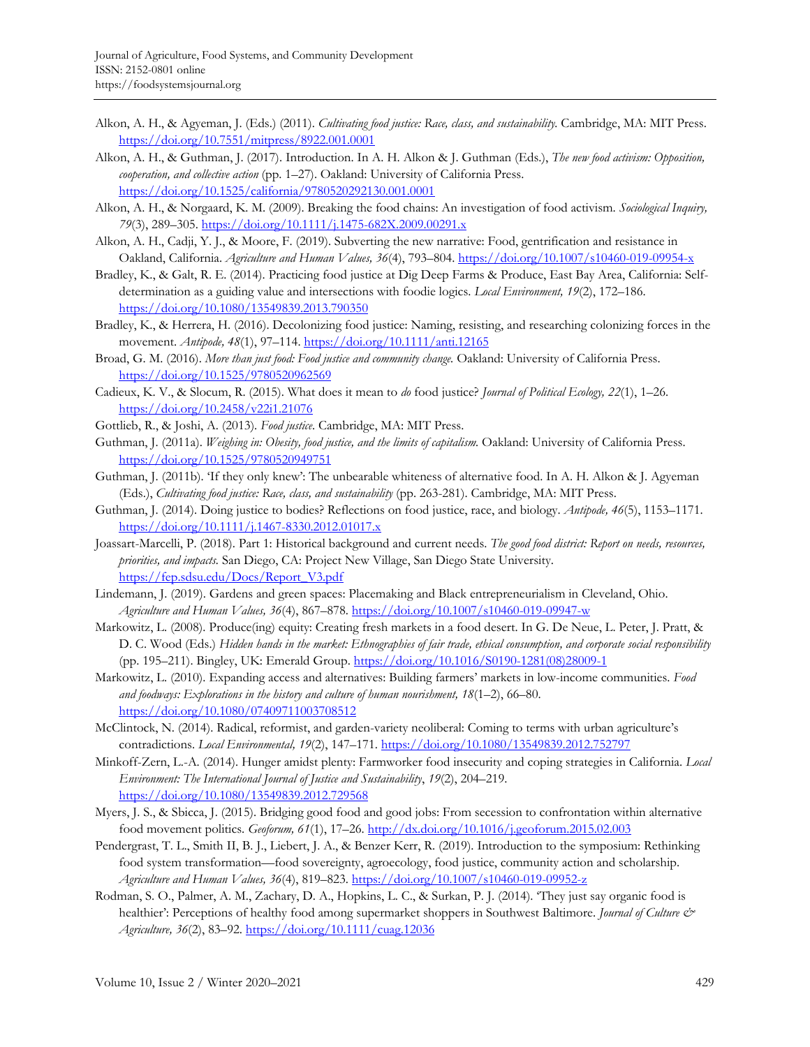Alkon, A. H., & Agyeman, J. (Eds.) (2011). *Cultivating food justice: Race, class, and sustainability.* Cambridge, MA: MIT Press. https://doi.org/10.7551/mitpress/8922.001.0001

Alkon, A. H., & Guthman, J. (2017). Introduction. In A. H. Alkon & J. Guthman (Eds.), *The new food activism: Opposition, cooperation, and collective action* (pp. 1–27). Oakland: University of California Press. https://doi.org/10.1525/california/9780520292130.001.0001

Alkon, A. H., & Norgaard, K. M. (2009). Breaking the food chains: An investigation of food activism. *Sociological Inquiry, 79*(3), 289–305. https://doi.org/10.1111/j.1475-682X.2009.00291.x

Alkon, A. H., Cadji, Y. J., & Moore, F. (2019). Subverting the new narrative: Food, gentrification and resistance in Oakland, California. *Agriculture and Human Values, 36*(4), 793–804. https://doi.org/10.1007/s10460-019-09954-x

Bradley, K., & Galt, R. E. (2014). Practicing food justice at Dig Deep Farms & Produce, East Bay Area, California: Self-determination as a guiding value and intersections with foodie logics. *Local Environment, 19*(2), 172–186. https://doi.org/10.1080/13549839.2013.790350

Bradley, K., & Herrera, H. (2016). Decolonizing food justice: Naming, resisting, and researching colonizing forces in the movement. *Antipode, 48*(1), 97–114. https://doi.org/10.1111/anti.12165

Broad, G. M. (2016). *More than just food: Food justice and community change.* Oakland: University of California Press. https://doi.org/10.1525/9780520962569

Cadieux, K. V., & Slocum, R. (2015). What does it mean to *do* food justice? *Journal of Political Ecology, 22*(1), 1–26. https://doi.org/10.2458/v22i1.21076

Gottlieb, R., & Joshi, A. (2013). *Food justice.* Cambridge, MA: MIT Press.

Guthman, J. (2011a). *Weighing in: Obesity, food justice, and the limits of capitalism.* Oakland: University of California Press. https://doi.org/10.1525/9780520949751

Guthman, J. (2011b). 'If they only knew': The unbearable whiteness of alternative food. In A. H. Alkon & J. Agyeman (Eds.), *Cultivating food justice: Race, class, and sustainability* (pp. 263-281). Cambridge, MA: MIT Press.

Guthman, J. (2014). Doing justice to bodies? Reflections on food justice, race, and biology. *Antipode, 46*(5), 1153–1171. https://doi.org/10.1111/j.1467-8330.2012.01017.x

Joassart-Marcelli, P. (2018). Part 1: Historical background and current needs. *The good food district: Report on needs, resources, priorities, and impacts.* San Diego, CA: Project New Village, San Diego State University. https://fep.sdsu.edu/Docs/Report_V3.pdf

Lindemann, J. (2019). Gardens and green spaces: Placemaking and Black entrepreneurialism in Cleveland, Ohio. *Agriculture and Human Values, 36*(4), 867–878. https://doi.org/10.1007/s10460-019-09947-w

Markowitz, L. (2008). Produce(ing) equity: Creating fresh markets in a food desert. In G. De Neue, L. Peter, J. Pratt, & D. C. Wood (Eds.) *Hidden hands in the market: Ethnographies of fair trade, ethical consumption, and corporate social responsibility* (pp. 195–211). Bingley, UK: Emerald Group. https://doi.org/10.1016/S0190-1281(08)28009-1

Markowitz, L. (2010). Expanding access and alternatives: Building farmers' markets in low-income communities. *Food and foodways: Explorations in the history and culture of human nourishment, 18*(1–2), 66–80. https://doi.org/10.1080/07409711003708512

McClintock, N. (2014). Radical, reformist, and garden-variety neoliberal: Coming to terms with urban agriculture's contradictions. *Local Environmental, 19*(2), 147–171. https://doi.org/10.1080/13549839.2012.752797

Minkoff-Zern, L.-A. (2014). Hunger amidst plenty: Farmworker food insecurity and coping strategies in California. *Local Environment: The International Journal of Justice and Sustainability*, *19*(2), 204–219. https://doi.org/10.1080/13549839.2012.729568

Myers, J. S., & Sbicca, J. (2015). Bridging good food and good jobs: From secession to confrontation within alternative food movement politics. *Geoforum, 61*(1), 17–26. http://dx.doi.org/10.1016/j.geoforum.2015.02.003

Pendergrast, T. L., Smith II, B. J., Liebert, J. A., & Benzer Kerr, R. (2019). Introduction to the symposium: Rethinking food system transformation—food sovereignty, agroecology, food justice, community action and scholarship. *Agriculture and Human Values, 36*(4), 819–823. https://doi.org/10.1007/s10460-019-09952-z

Rodman, S. O., Palmer, A. M., Zachary, D. A., Hopkins, L. C., & Surkan, P. J. (2014). 'They just say organic food is healthier': Perceptions of healthy food among supermarket shoppers in Southwest Baltimore. *Journal of Culture & Agriculture, 36*(2), 83–92. https://doi.org/10.1111/cuag.12036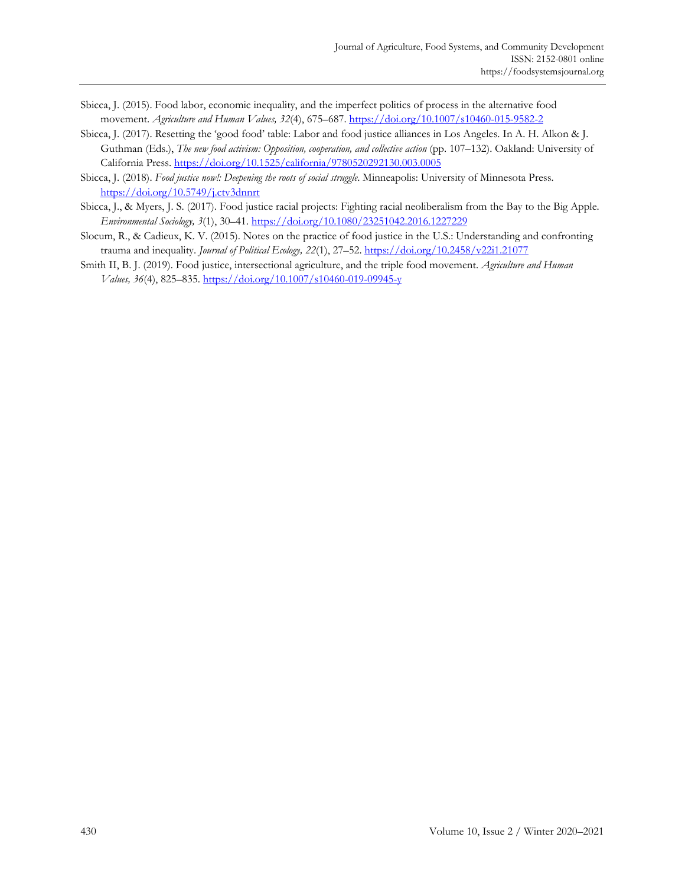Sbicca, J. (2015). Food labor, economic inequality, and the imperfect politics of process in the alternative food movement. *Agriculture and Human Values, 32*(4), 675–687. https://doi.org/10.1007/s10460-015-9582-2

Sbicca, J. (2017). Resetting the 'good food' table: Labor and food justice alliances in Los Angeles. In A. H. Alkon & J. Guthman (Eds.), *The new food activism: Opposition, cooperation, and collective action* (pp. 107–132). Oakland: University of California Press. https://doi.org/10.1525/california/9780520292130.003.0005

Sbicca, J. (2018). *Food justice now!: Deepening the roots of social struggle*. Minneapolis: University of Minnesota Press. https://doi.org/10.5749/j.ctv3dnnrt

Sbicca, J., & Myers, J. S. (2017). Food justice racial projects: Fighting racial neoliberalism from the Bay to the Big Apple. *Environmental Sociology, 3*(1), 30–41. https://doi.org/10.1080/23251042.2016.1227229

Slocum, R., & Cadieux, K. V. (2015). Notes on the practice of food justice in the U.S.: Understanding and confronting trauma and inequality. *Journal of Political Ecology, 22*(1), 27–52. https://doi.org/10.2458/v22i1.21077

Smith II, B. J. (2019). Food justice, intersectional agriculture, and the triple food movement. *Agriculture and Human Values, 36*(4), 825–835. https://doi.org/10.1007/s10460-019-09945-y